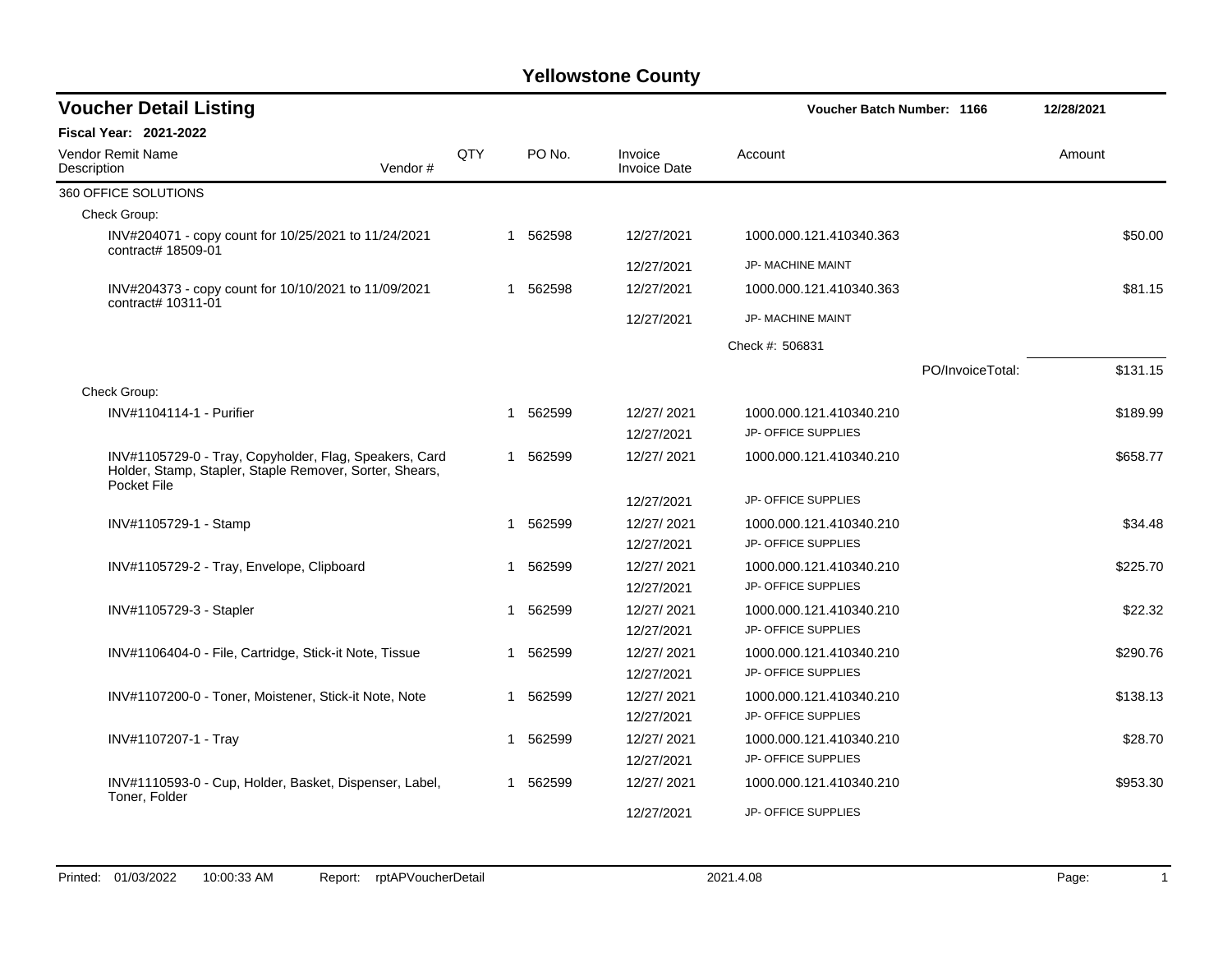# Yellowstone County

## Voucher Detail Listing

**Voucher Batch Number: 1166** 12/28/2021

**Fiscal Year: 2021-2022**

| Vendor Remit Name / Description | Vendor # | QTY | PO No. | Invoice / Invoice Date | Account | Amount |
|---|---|---|---|---|---|---|
| 360 OFFICE SOLUTIONS | | | | | | |
| Check Group: | | | | | | |
| INV#204071 - copy count for 10/25/2021 to 11/24/2021 contract# 18509-01 | | 1 | 562598 | 12/27/2021 | 1000.000.121.410340.363 | $50.00 |
| | | | | 12/27/2021 | JP- MACHINE MAINT | |
| INV#204373 - copy count for 10/10/2021 to 11/09/2021 contract# 10311-01 | | 1 | 562598 | 12/27/2021 | 1000.000.121.410340.363 | $81.15 |
| | | | | 12/27/2021 | JP- MACHINE MAINT | |
| | | | | | Check #: 506831 | |
| | | | | | PO/InvoiceTotal: | $131.15 |
| Check Group: | | | | | | |
| INV#1104114-1 - Purifier | | 1 | 562599 | 12/27/ 2021 | 1000.000.121.410340.210 | $189.99 |
| | | | | 12/27/2021 | JP- OFFICE SUPPLIES | |
| INV#1105729-0 - Tray, Copyholder, Flag, Speakers, Card Holder, Stamp, Stapler, Staple Remover, Sorter, Shears, Pocket File | | 1 | 562599 | 12/27/ 2021 | 1000.000.121.410340.210 | $658.77 |
| | | | | 12/27/2021 | JP- OFFICE SUPPLIES | |
| INV#1105729-1 - Stamp | | 1 | 562599 | 12/27/ 2021 | 1000.000.121.410340.210 | $34.48 |
| | | | | 12/27/2021 | JP- OFFICE SUPPLIES | |
| INV#1105729-2 - Tray, Envelope, Clipboard | | 1 | 562599 | 12/27/ 2021 | 1000.000.121.410340.210 | $225.70 |
| | | | | 12/27/2021 | JP- OFFICE SUPPLIES | |
| INV#1105729-3 - Stapler | | 1 | 562599 | 12/27/ 2021 | 1000.000.121.410340.210 | $22.32 |
| | | | | 12/27/2021 | JP- OFFICE SUPPLIES | |
| INV#1106404-0 - File, Cartridge, Stick-it Note, Tissue | | 1 | 562599 | 12/27/ 2021 | 1000.000.121.410340.210 | $290.76 |
| | | | | 12/27/2021 | JP- OFFICE SUPPLIES | |
| INV#1107200-0 - Toner, Moistener, Stick-it Note, Note | | 1 | 562599 | 12/27/ 2021 | 1000.000.121.410340.210 | $138.13 |
| | | | | 12/27/2021 | JP- OFFICE SUPPLIES | |
| INV#1107207-1 - Tray | | 1 | 562599 | 12/27/ 2021 | 1000.000.121.410340.210 | $28.70 |
| | | | | 12/27/2021 | JP- OFFICE SUPPLIES | |
| INV#1110593-0 - Cup, Holder, Basket, Dispenser, Label, Toner, Folder | | 1 | 562599 | 12/27/ 2021 | 1000.000.121.410340.210 | $953.30 |
| | | | | 12/27/2021 | JP- OFFICE SUPPLIES | |

Printed: 01/03/2022 10:00:33 AM Report: rptAPVoucherDetail 2021.4.08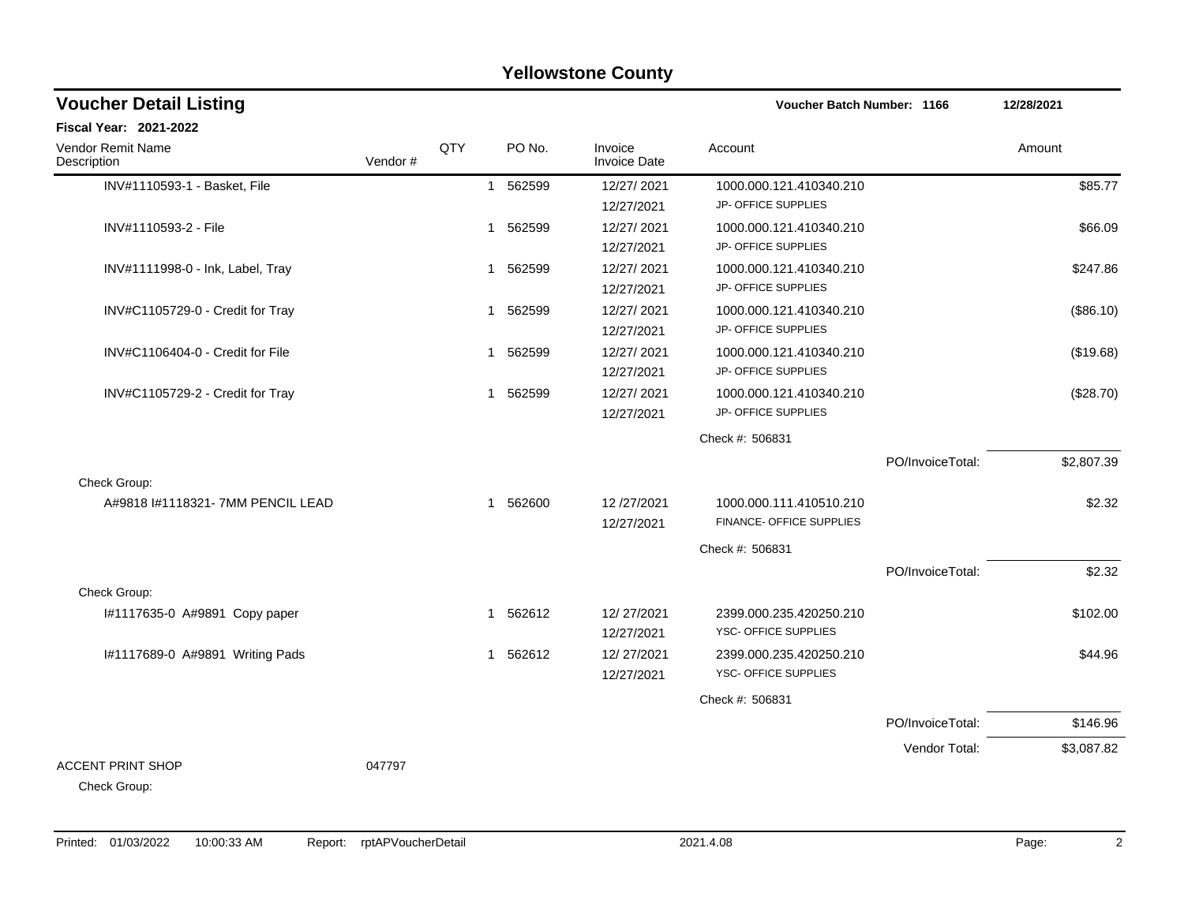# Yellowstone County

## Voucher Detail Listing

**Voucher Batch Number: 1166** — 12/28/2021

**Fiscal Year: 2021-2022**

| Vendor Remit Name / Description | Vendor # | QTY | PO No. | Invoice / Invoice Date | Account | | Amount |
|---|---|---|---|---|---|---|---|
| INV#1110593-1 - Basket, File | | 1 | 562599 | 12/27/ 2021<br>12/27/2021 | 1000.000.121.410340.210<br>JP- OFFICE SUPPLIES | | $85.77 |
| INV#1110593-2 - File | | 1 | 562599 | 12/27/ 2021<br>12/27/2021 | 1000.000.121.410340.210<br>JP- OFFICE SUPPLIES | | $66.09 |
| INV#1111998-0 - Ink, Label, Tray | | 1 | 562599 | 12/27/ 2021<br>12/27/2021 | 1000.000.121.410340.210<br>JP- OFFICE SUPPLIES | | $247.86 |
| INV#C1105729-0 - Credit for Tray | | 1 | 562599 | 12/27/ 2021<br>12/27/2021 | 1000.000.121.410340.210<br>JP- OFFICE SUPPLIES | | ($86.10) |
| INV#C1106404-0 - Credit for File | | 1 | 562599 | 12/27/ 2021<br>12/27/2021 | 1000.000.121.410340.210<br>JP- OFFICE SUPPLIES | | ($19.68) |
| INV#C1105729-2 - Credit for Tray | | 1 | 562599 | 12/27/ 2021<br>12/27/2021 | 1000.000.121.410340.210<br>JP- OFFICE SUPPLIES | | ($28.70) |
| | | | | | Check #: 506831 | | |
| | | | | | | PO/InvoiceTotal: | $2,807.39 |
| Check Group: | | | | | | | |
| A#9818 I#1118321- 7MM PENCIL LEAD | | 1 | 562600 | 12 /27/2021<br>12/27/2021 | 1000.000.111.410510.210<br>FINANCE- OFFICE SUPPLIES | | $2.32 |
| | | | | | Check #: 506831 | | |
| | | | | | | PO/InvoiceTotal: | $2.32 |
| Check Group: | | | | | | | |
| I#1117635-0 A#9891 Copy paper | | 1 | 562612 | 12/ 27/2021<br>12/27/2021 | 2399.000.235.420250.210<br>YSC- OFFICE SUPPLIES | | $102.00 |
| I#1117689-0 A#9891 Writing Pads | | 1 | 562612 | 12/ 27/2021<br>12/27/2021 | 2399.000.235.420250.210<br>YSC- OFFICE SUPPLIES | | $44.96 |
| | | | | | Check #: 506831 | | |
| | | | | | | PO/InvoiceTotal: | $146.96 |
| | | | | | | Vendor Total: | $3,087.82 |
| ACCENT PRINT SHOP | 047797 | | | | | | |
| Check Group: | | | | | | | |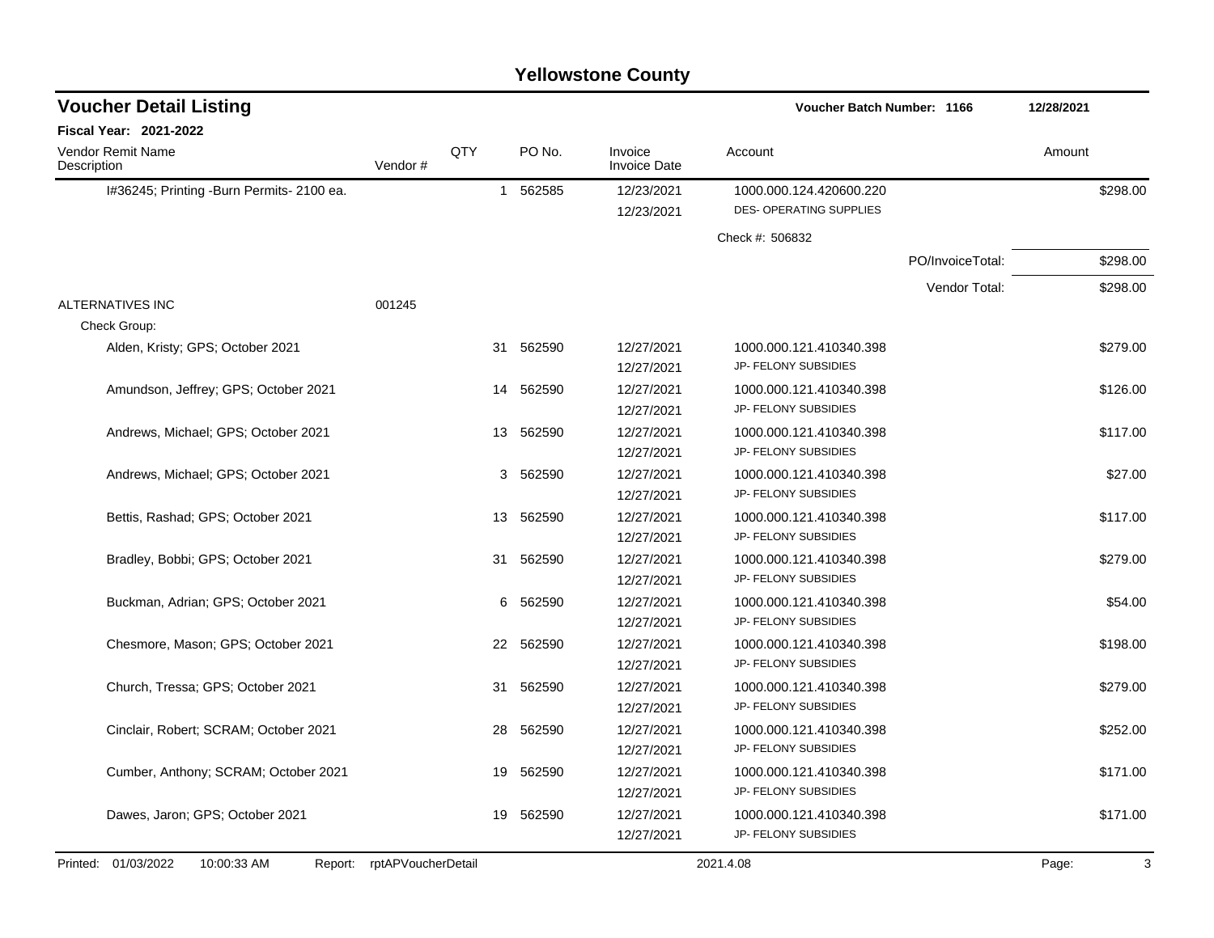# Yellowstone County

## Voucher Detail Listing

**Voucher Batch Number: 1166** | **12/28/2021**

**Fiscal Year: 2021-2022**

| Vendor Remit Name / Description | Vendor # | QTY | PO No. | Invoice / Invoice Date | Account | Amount |
|---|---|---|---|---|---|---|
| I#36245; Printing -Burn Permits- 2100 ea. | | 1 | 562585 | 12/23/2021<br>12/23/2021 | 1000.000.124.420600.220<br>DES- OPERATING SUPPLIES | $298.00 |
| | | | | | Check #: 506832 | |
| | | | | | PO/InvoiceTotal: | $298.00 |
| | | | | | Vendor Total: | $298.00 |
| ALTERNATIVES INC | 001245 | | | | | |
| Check Group: | | | | | | |
| Alden, Kristy; GPS; October 2021 | | 31 | 562590 | 12/27/2021<br>12/27/2021 | 1000.000.121.410340.398<br>JP- FELONY SUBSIDIES | $279.00 |
| Amundson, Jeffrey; GPS; October 2021 | | 14 | 562590 | 12/27/2021<br>12/27/2021 | 1000.000.121.410340.398<br>JP- FELONY SUBSIDIES | $126.00 |
| Andrews, Michael; GPS; October 2021 | | 13 | 562590 | 12/27/2021<br>12/27/2021 | 1000.000.121.410340.398<br>JP- FELONY SUBSIDIES | $117.00 |
| Andrews, Michael; GPS; October 2021 | | 3 | 562590 | 12/27/2021<br>12/27/2021 | 1000.000.121.410340.398<br>JP- FELONY SUBSIDIES | $27.00 |
| Bettis, Rashad; GPS; October 2021 | | 13 | 562590 | 12/27/2021<br>12/27/2021 | 1000.000.121.410340.398<br>JP- FELONY SUBSIDIES | $117.00 |
| Bradley, Bobbi; GPS; October 2021 | | 31 | 562590 | 12/27/2021<br>12/27/2021 | 1000.000.121.410340.398<br>JP- FELONY SUBSIDIES | $279.00 |
| Buckman, Adrian; GPS; October 2021 | | 6 | 562590 | 12/27/2021<br>12/27/2021 | 1000.000.121.410340.398<br>JP- FELONY SUBSIDIES | $54.00 |
| Chesmore, Mason; GPS; October 2021 | | 22 | 562590 | 12/27/2021<br>12/27/2021 | 1000.000.121.410340.398<br>JP- FELONY SUBSIDIES | $198.00 |
| Church, Tressa; GPS; October 2021 | | 31 | 562590 | 12/27/2021<br>12/27/2021 | 1000.000.121.410340.398<br>JP- FELONY SUBSIDIES | $279.00 |
| Cinclair, Robert; SCRAM; October 2021 | | 28 | 562590 | 12/27/2021<br>12/27/2021 | 1000.000.121.410340.398<br>JP- FELONY SUBSIDIES | $252.00 |
| Cumber, Anthony; SCRAM; October 2021 | | 19 | 562590 | 12/27/2021<br>12/27/2021 | 1000.000.121.410340.398<br>JP- FELONY SUBSIDIES | $171.00 |
| Dawes, Jaron; GPS; October 2021 | | 19 | 562590 | 12/27/2021<br>12/27/2021 | 1000.000.121.410340.398<br>JP- FELONY SUBSIDIES | $171.00 |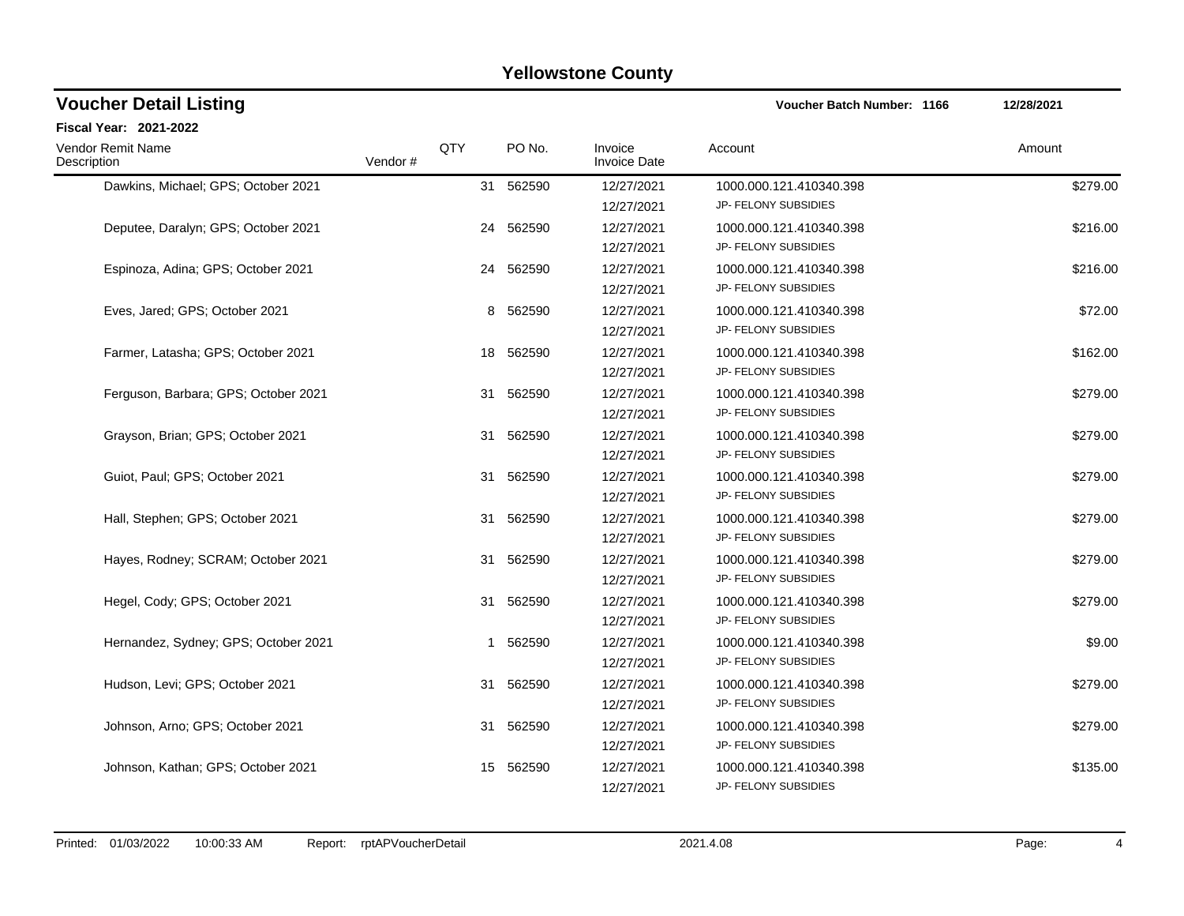# Yellowstone County

## Voucher Detail Listing

**Voucher Batch Number: 1166** 12/28/2021

**Fiscal Year: 2021-2022**

| Vendor Remit Name / Description | Vendor # | QTY | PO No. | Invoice / Invoice Date | Account | Amount |
|---|---|---|---|---|---|---|
| Dawkins, Michael; GPS; October 2021 | | 31 | 562590 | 12/27/2021<br>12/27/2021 | 1000.000.121.410340.398<br>JP- FELONY SUBSIDIES | $279.00 |
| Deputee, Daralyn; GPS; October 2021 | | 24 | 562590 | 12/27/2021<br>12/27/2021 | 1000.000.121.410340.398<br>JP- FELONY SUBSIDIES | $216.00 |
| Espinoza, Adina; GPS; October 2021 | | 24 | 562590 | 12/27/2021<br>12/27/2021 | 1000.000.121.410340.398<br>JP- FELONY SUBSIDIES | $216.00 |
| Eves, Jared; GPS; October 2021 | | 8 | 562590 | 12/27/2021<br>12/27/2021 | 1000.000.121.410340.398<br>JP- FELONY SUBSIDIES | $72.00 |
| Farmer, Latasha; GPS; October 2021 | | 18 | 562590 | 12/27/2021<br>12/27/2021 | 1000.000.121.410340.398<br>JP- FELONY SUBSIDIES | $162.00 |
| Ferguson, Barbara; GPS; October 2021 | | 31 | 562590 | 12/27/2021<br>12/27/2021 | 1000.000.121.410340.398<br>JP- FELONY SUBSIDIES | $279.00 |
| Grayson, Brian; GPS; October 2021 | | 31 | 562590 | 12/27/2021<br>12/27/2021 | 1000.000.121.410340.398<br>JP- FELONY SUBSIDIES | $279.00 |
| Guiot, Paul; GPS; October 2021 | | 31 | 562590 | 12/27/2021<br>12/27/2021 | 1000.000.121.410340.398<br>JP- FELONY SUBSIDIES | $279.00 |
| Hall, Stephen; GPS; October 2021 | | 31 | 562590 | 12/27/2021<br>12/27/2021 | 1000.000.121.410340.398<br>JP- FELONY SUBSIDIES | $279.00 |
| Hayes, Rodney; SCRAM; October 2021 | | 31 | 562590 | 12/27/2021<br>12/27/2021 | 1000.000.121.410340.398<br>JP- FELONY SUBSIDIES | $279.00 |
| Hegel, Cody; GPS; October 2021 | | 31 | 562590 | 12/27/2021<br>12/27/2021 | 1000.000.121.410340.398<br>JP- FELONY SUBSIDIES | $279.00 |
| Hernandez, Sydney; GPS; October 2021 | | 1 | 562590 | 12/27/2021<br>12/27/2021 | 1000.000.121.410340.398<br>JP- FELONY SUBSIDIES | $9.00 |
| Hudson, Levi; GPS; October 2021 | | 31 | 562590 | 12/27/2021<br>12/27/2021 | 1000.000.121.410340.398<br>JP- FELONY SUBSIDIES | $279.00 |
| Johnson, Arno; GPS; October 2021 | | 31 | 562590 | 12/27/2021<br>12/27/2021 | 1000.000.121.410340.398<br>JP- FELONY SUBSIDIES | $279.00 |
| Johnson, Kathan; GPS; October 2021 | | 15 | 562590 | 12/27/2021<br>12/27/2021 | 1000.000.121.410340.398<br>JP- FELONY SUBSIDIES | $135.00 |

Printed: 01/03/2022 10:00:33 AM Report: rptAPVoucherDetail 2021.4.08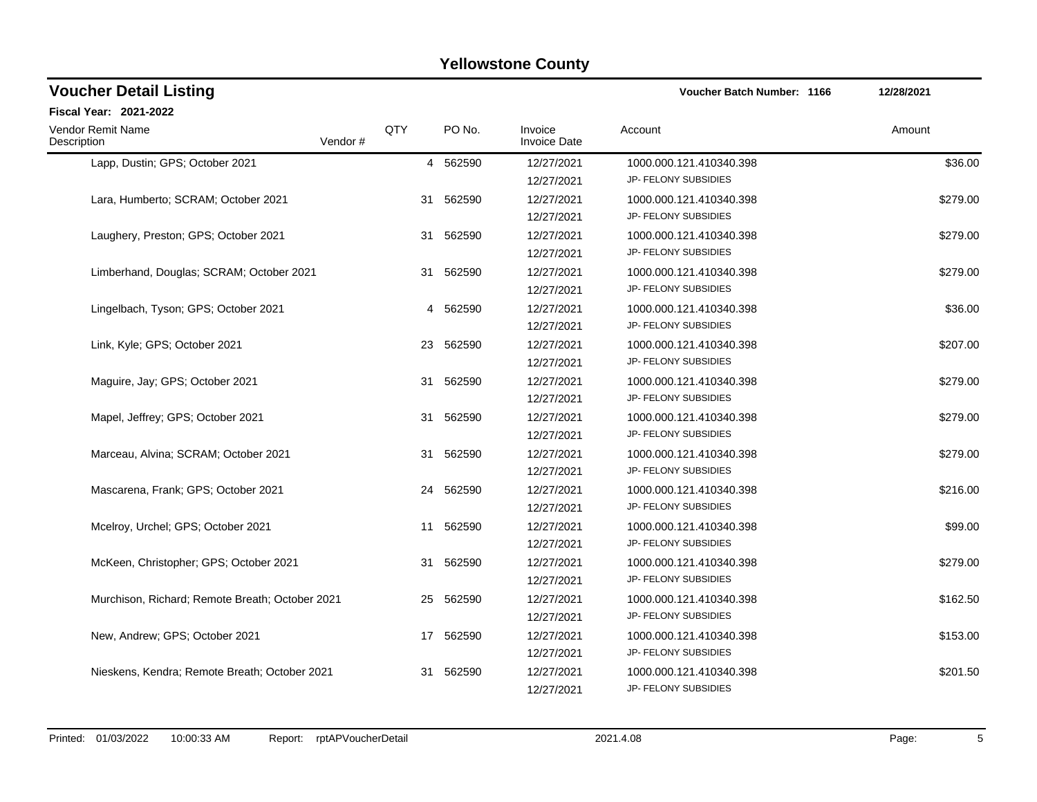# Yellowstone County

## Voucher Detail Listing

**Voucher Batch Number: 1166** | **12/28/2021**

**Fiscal Year: 2021-2022**

| Vendor Remit Name / Description | Vendor # | QTY | PO No. | Invoice / Invoice Date | Account | Amount |
|---|---|---|---|---|---|---|
| Lapp, Dustin; GPS; October 2021 | | 4 | 562590 | 12/27/2021 / 12/27/2021 | 1000.000.121.410340.398 JP- FELONY SUBSIDIES | $36.00 |
| Lara, Humberto; SCRAM; October 2021 | | 31 | 562590 | 12/27/2021 / 12/27/2021 | 1000.000.121.410340.398 JP- FELONY SUBSIDIES | $279.00 |
| Laughery, Preston; GPS; October 2021 | | 31 | 562590 | 12/27/2021 / 12/27/2021 | 1000.000.121.410340.398 JP- FELONY SUBSIDIES | $279.00 |
| Limberhand, Douglas; SCRAM; October 2021 | | 31 | 562590 | 12/27/2021 / 12/27/2021 | 1000.000.121.410340.398 JP- FELONY SUBSIDIES | $279.00 |
| Lingelbach, Tyson; GPS; October 2021 | | 4 | 562590 | 12/27/2021 / 12/27/2021 | 1000.000.121.410340.398 JP- FELONY SUBSIDIES | $36.00 |
| Link, Kyle; GPS; October 2021 | | 23 | 562590 | 12/27/2021 / 12/27/2021 | 1000.000.121.410340.398 JP- FELONY SUBSIDIES | $207.00 |
| Maguire, Jay; GPS; October 2021 | | 31 | 562590 | 12/27/2021 / 12/27/2021 | 1000.000.121.410340.398 JP- FELONY SUBSIDIES | $279.00 |
| Mapel, Jeffrey; GPS; October 2021 | | 31 | 562590 | 12/27/2021 / 12/27/2021 | 1000.000.121.410340.398 JP- FELONY SUBSIDIES | $279.00 |
| Marceau, Alvina; SCRAM; October 2021 | | 31 | 562590 | 12/27/2021 / 12/27/2021 | 1000.000.121.410340.398 JP- FELONY SUBSIDIES | $279.00 |
| Mascarena, Frank; GPS; October 2021 | | 24 | 562590 | 12/27/2021 / 12/27/2021 | 1000.000.121.410340.398 JP- FELONY SUBSIDIES | $216.00 |
| Mcelroy, Urchel; GPS; October 2021 | | 11 | 562590 | 12/27/2021 / 12/27/2021 | 1000.000.121.410340.398 JP- FELONY SUBSIDIES | $99.00 |
| McKeen, Christopher; GPS; October 2021 | | 31 | 562590 | 12/27/2021 / 12/27/2021 | 1000.000.121.410340.398 JP- FELONY SUBSIDIES | $279.00 |
| Murchison, Richard; Remote Breath; October 2021 | | 25 | 562590 | 12/27/2021 / 12/27/2021 | 1000.000.121.410340.398 JP- FELONY SUBSIDIES | $162.50 |
| New, Andrew; GPS; October 2021 | | 17 | 562590 | 12/27/2021 / 12/27/2021 | 1000.000.121.410340.398 JP- FELONY SUBSIDIES | $153.00 |
| Nieskens, Kendra; Remote Breath; October 2021 | | 31 | 562590 | 12/27/2021 / 12/27/2021 | 1000.000.121.410340.398 JP- FELONY SUBSIDIES | $201.50 |

Printed: 01/03/2022 10:00:33 AM Report: rptAPVoucherDetail 2021.4.08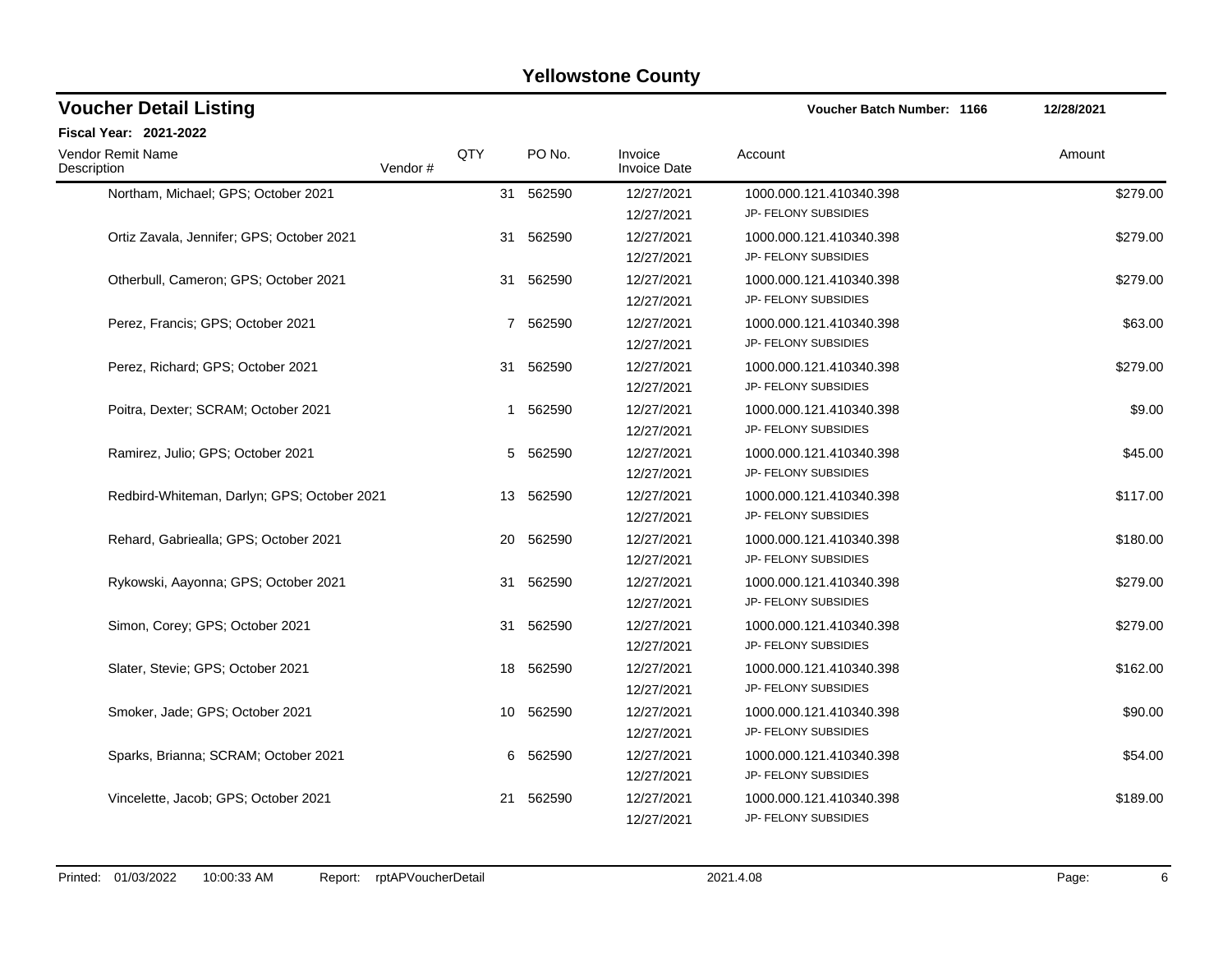# Yellowstone County

## Voucher Detail Listing

Voucher Batch Number: 1166 — 12/28/2021

**Fiscal Year: 2021-2022**

| Vendor Remit Name / Description | Vendor # | QTY | PO No. | Invoice / Invoice Date | Account | Amount |
|---|---|---|---|---|---|---|
| Northam, Michael; GPS; October 2021 | | 31 | 562590 | 12/27/2021<br>12/27/2021 | 1000.000.121.410340.398<br>JP- FELONY SUBSIDIES | $279.00 |
| Ortiz Zavala, Jennifer; GPS; October 2021 | | 31 | 562590 | 12/27/2021<br>12/27/2021 | 1000.000.121.410340.398<br>JP- FELONY SUBSIDIES | $279.00 |
| Otherbull, Cameron; GPS; October 2021 | | 31 | 562590 | 12/27/2021<br>12/27/2021 | 1000.000.121.410340.398<br>JP- FELONY SUBSIDIES | $279.00 |
| Perez, Francis; GPS; October 2021 | | 7 | 562590 | 12/27/2021<br>12/27/2021 | 1000.000.121.410340.398<br>JP- FELONY SUBSIDIES | $63.00 |
| Perez, Richard; GPS; October 2021 | | 31 | 562590 | 12/27/2021<br>12/27/2021 | 1000.000.121.410340.398<br>JP- FELONY SUBSIDIES | $279.00 |
| Poitra, Dexter; SCRAM; October 2021 | | 1 | 562590 | 12/27/2021<br>12/27/2021 | 1000.000.121.410340.398<br>JP- FELONY SUBSIDIES | $9.00 |
| Ramirez, Julio; GPS; October 2021 | | 5 | 562590 | 12/27/2021<br>12/27/2021 | 1000.000.121.410340.398<br>JP- FELONY SUBSIDIES | $45.00 |
| Redbird-Whiteman, Darlyn; GPS; October 2021 | | 13 | 562590 | 12/27/2021<br>12/27/2021 | 1000.000.121.410340.398<br>JP- FELONY SUBSIDIES | $117.00 |
| Rehard, Gabriealla; GPS; October 2021 | | 20 | 562590 | 12/27/2021<br>12/27/2021 | 1000.000.121.410340.398<br>JP- FELONY SUBSIDIES | $180.00 |
| Rykowski, Aayonna; GPS; October 2021 | | 31 | 562590 | 12/27/2021<br>12/27/2021 | 1000.000.121.410340.398<br>JP- FELONY SUBSIDIES | $279.00 |
| Simon, Corey; GPS; October 2021 | | 31 | 562590 | 12/27/2021<br>12/27/2021 | 1000.000.121.410340.398<br>JP- FELONY SUBSIDIES | $279.00 |
| Slater, Stevie; GPS; October 2021 | | 18 | 562590 | 12/27/2021<br>12/27/2021 | 1000.000.121.410340.398<br>JP- FELONY SUBSIDIES | $162.00 |
| Smoker, Jade; GPS; October 2021 | | 10 | 562590 | 12/27/2021<br>12/27/2021 | 1000.000.121.410340.398<br>JP- FELONY SUBSIDIES | $90.00 |
| Sparks, Brianna; SCRAM; October 2021 | | 6 | 562590 | 12/27/2021<br>12/27/2021 | 1000.000.121.410340.398<br>JP- FELONY SUBSIDIES | $54.00 |
| Vincelette, Jacob; GPS; October 2021 | | 21 | 562590 | 12/27/2021<br>12/27/2021 | 1000.000.121.410340.398<br>JP- FELONY SUBSIDIES | $189.00 |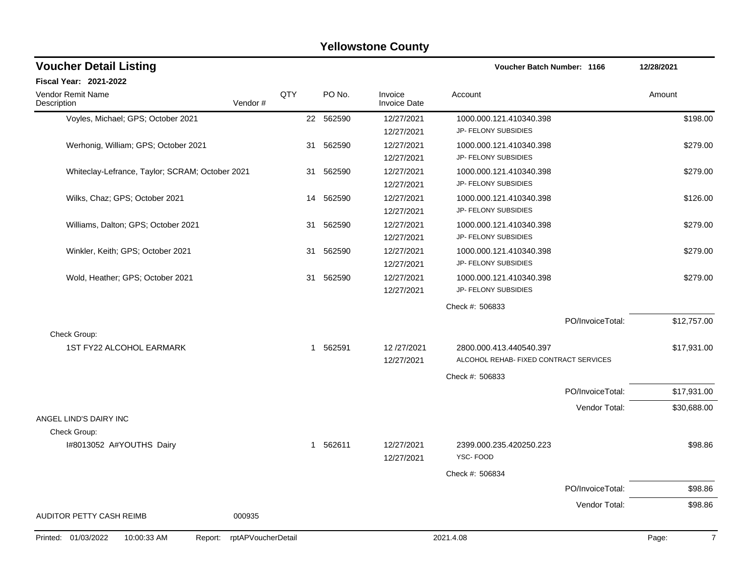# Yellowstone County

## Voucher Detail Listing

**Voucher Batch Number: 1166** — 12/28/2021

**Fiscal Year: 2021-2022**

| Vendor Remit Name / Description | Vendor # | QTY | PO No. | Invoice / Invoice Date | Account | Amount |
|---|---|---|---|---|---|---|
| Voyles, Michael; GPS; October 2021 | | 22 | 562590 | 12/27/2021<br>12/27/2021 | 1000.000.121.410340.398<br>JP- FELONY SUBSIDIES | $198.00 |
| Werhonig, William; GPS; October 2021 | | 31 | 562590 | 12/27/2021<br>12/27/2021 | 1000.000.121.410340.398<br>JP- FELONY SUBSIDIES | $279.00 |
| Whiteclay-Lefrance, Taylor; SCRAM; October 2021 | | 31 | 562590 | 12/27/2021<br>12/27/2021 | 1000.000.121.410340.398<br>JP- FELONY SUBSIDIES | $279.00 |
| Wilks, Chaz; GPS; October 2021 | | 14 | 562590 | 12/27/2021<br>12/27/2021 | 1000.000.121.410340.398<br>JP- FELONY SUBSIDIES | $126.00 |
| Williams, Dalton; GPS; October 2021 | | 31 | 562590 | 12/27/2021<br>12/27/2021 | 1000.000.121.410340.398<br>JP- FELONY SUBSIDIES | $279.00 |
| Winkler, Keith; GPS; October 2021 | | 31 | 562590 | 12/27/2021<br>12/27/2021 | 1000.000.121.410340.398<br>JP- FELONY SUBSIDIES | $279.00 |
| Wold, Heather; GPS; October 2021 | | 31 | 562590 | 12/27/2021<br>12/27/2021 | 1000.000.121.410340.398<br>JP- FELONY SUBSIDIES | $279.00 |
| | | | | | Check #: 506833 | |
| | | | | | PO/InvoiceTotal: | $12,757.00 |
| Check Group: | | | | | | |
| 1ST FY22 ALCOHOL EARMARK | | 1 | 562591 | 12 /27/2021<br>12/27/2021 | 2800.000.413.440540.397<br>ALCOHOL REHAB- FIXED CONTRACT SERVICES | $17,931.00 |
| | | | | | Check #: 506833 | |
| | | | | | PO/InvoiceTotal: | $17,931.00 |
| | | | | | Vendor Total: | $30,688.00 |
| ANGEL LIND'S DAIRY INC | | | | | | |
| Check Group: | | | | | | |
| I#8013052 A#YOUTHS Dairy | | 1 | 562611 | 12/27/2021<br>12/27/2021 | 2399.000.235.420250.223<br>YSC- FOOD | $98.86 |
| | | | | | Check #: 506834 | |
| | | | | | PO/InvoiceTotal: | $98.86 |
| | | | | | Vendor Total: | $98.86 |
| AUDITOR PETTY CASH REIMB | 000935 | | | | | |

Printed: 01/03/2022 10:00:33 AM Report: rptAPVoucherDetail 2021.4.08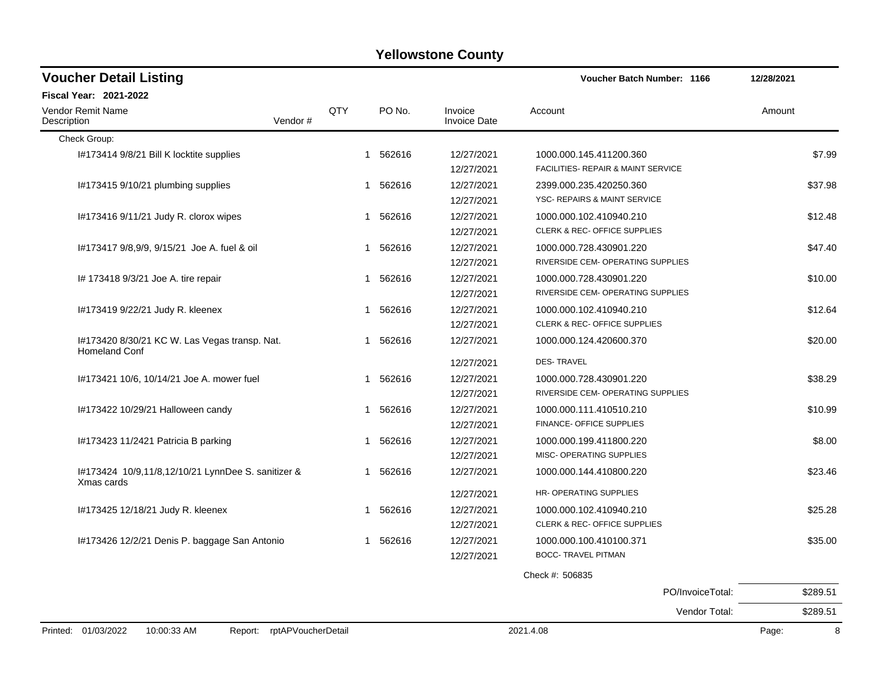# Yellowstone County

## Voucher Detail Listing

**Voucher Batch Number: 1166** 12/28/2021

**Fiscal Year: 2021-2022**

| Vendor Remit Name / Description | Vendor # | QTY | PO No. | Invoice / Invoice Date | Account | Amount |
|---|---|---|---|---|---|---|
| Check Group: | | | | | | |
| I#173414 9/8/21 Bill K locktite supplies | | 1 | 562616 | 12/27/2021<br>12/27/2021 | 1000.000.145.411200.360<br>FACILITIES- REPAIR & MAINT SERVICE | $7.99 |
| I#173415 9/10/21 plumbing supplies | | 1 | 562616 | 12/27/2021<br>12/27/2021 | 2399.000.235.420250.360<br>YSC- REPAIRS & MAINT SERVICE | $37.98 |
| I#173416 9/11/21 Judy R. clorox wipes | | 1 | 562616 | 12/27/2021<br>12/27/2021 | 1000.000.102.410940.210<br>CLERK & REC- OFFICE SUPPLIES | $12.48 |
| I#173417 9/8,9/9, 9/15/21 Joe A. fuel & oil | | 1 | 562616 | 12/27/2021<br>12/27/2021 | 1000.000.728.430901.220<br>RIVERSIDE CEM- OPERATING SUPPLIES | $47.40 |
| I# 173418 9/3/21 Joe A. tire repair | | 1 | 562616 | 12/27/2021<br>12/27/2021 | 1000.000.728.430901.220<br>RIVERSIDE CEM- OPERATING SUPPLIES | $10.00 |
| I#173419 9/22/21 Judy R. kleenex | | 1 | 562616 | 12/27/2021<br>12/27/2021 | 1000.000.102.410940.210<br>CLERK & REC- OFFICE SUPPLIES | $12.64 |
| I#173420 8/30/21 KC W. Las Vegas transp. Nat. Homeland Conf | | 1 | 562616 | 12/27/2021<br>12/27/2021 | 1000.000.124.420600.370<br>DES- TRAVEL | $20.00 |
| I#173421 10/6, 10/14/21 Joe A. mower fuel | | 1 | 562616 | 12/27/2021<br>12/27/2021 | 1000.000.728.430901.220<br>RIVERSIDE CEM- OPERATING SUPPLIES | $38.29 |
| I#173422 10/29/21 Halloween candy | | 1 | 562616 | 12/27/2021<br>12/27/2021 | 1000.000.111.410510.210<br>FINANCE- OFFICE SUPPLIES | $10.99 |
| I#173423 11/2421 Patricia B parking | | 1 | 562616 | 12/27/2021<br>12/27/2021 | 1000.000.199.411800.220<br>MISC- OPERATING SUPPLIES | $8.00 |
| I#173424 10/9,11/8,12/10/21 LynnDee S. sanitizer & Xmas cards | | 1 | 562616 | 12/27/2021<br>12/27/2021 | 1000.000.144.410800.220<br>HR- OPERATING SUPPLIES | $23.46 |
| I#173425 12/18/21 Judy R. kleenex | | 1 | 562616 | 12/27/2021<br>12/27/2021 | 1000.000.102.410940.210<br>CLERK & REC- OFFICE SUPPLIES | $25.28 |
| I#173426 12/2/21 Denis P. baggage San Antonio | | 1 | 562616 | 12/27/2021<br>12/27/2021 | 1000.000.100.410100.371<br>BOCC- TRAVEL PITMAN | $35.00 |
| | | | | | Check #: 506835 | |
| | | | | | PO/InvoiceTotal: | $289.51 |
| | | | | | Vendor Total: | $289.51 |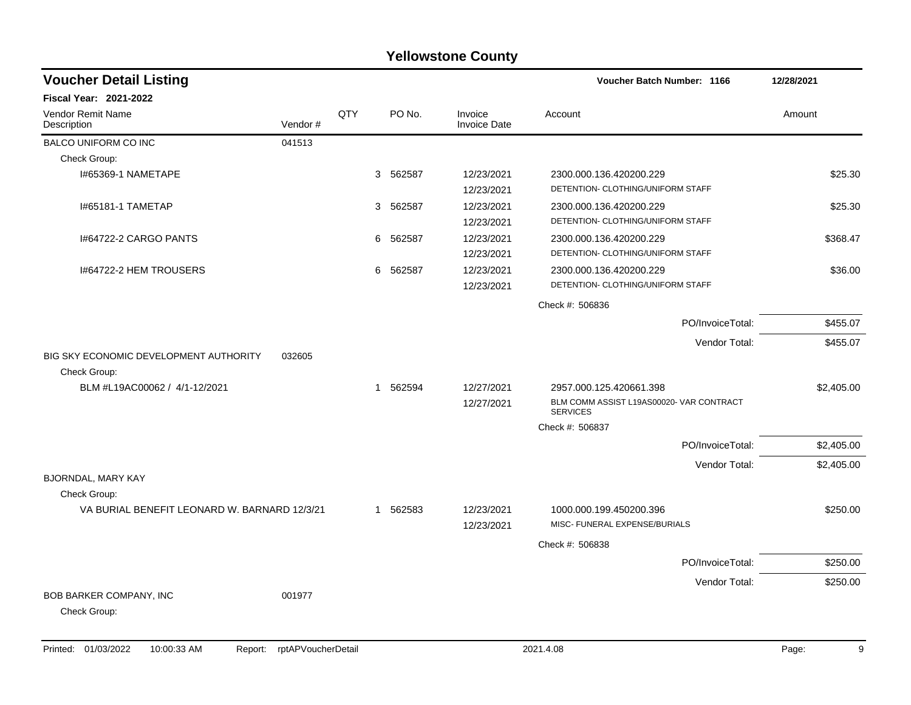# Yellowstone County

## Voucher Detail Listing

**Voucher Batch Number: 1166** — 12/28/2021

**Fiscal Year: 2021-2022**

| Vendor Remit Name / Description | Vendor # | QTY | PO No. | Invoice / Invoice Date | Account | Amount |
|---|---|---|---|---|---|---|
| BALCO UNIFORM CO INC | 041513 | | | | | |
| Check Group: | | | | | | |
| I#65369-1 NAMETAPE | | 3 | 562587 | 12/23/2021<br>12/23/2021 | 2300.000.136.420200.229<br>DETENTION- CLOTHING/UNIFORM STAFF | $25.30 |
| I#65181-1 TAMETAP | | 3 | 562587 | 12/23/2021<br>12/23/2021 | 2300.000.136.420200.229<br>DETENTION- CLOTHING/UNIFORM STAFF | $25.30 |
| I#64722-2 CARGO PANTS | | 6 | 562587 | 12/23/2021<br>12/23/2021 | 2300.000.136.420200.229<br>DETENTION- CLOTHING/UNIFORM STAFF | $368.47 |
| I#64722-2 HEM TROUSERS | | 6 | 562587 | 12/23/2021<br>12/23/2021 | 2300.000.136.420200.229<br>DETENTION- CLOTHING/UNIFORM STAFF | $36.00 |
| | | | | | Check #: 506836 | |
| | | | | | PO/InvoiceTotal: | $455.07 |
| | | | | | Vendor Total: | $455.07 |
| BIG SKY ECONOMIC DEVELOPMENT AUTHORITY | 032605 | | | | | |
| Check Group: | | | | | | |
| BLM #L19AC00062 / 4/1-12/2021 | | 1 | 562594 | 12/27/2021<br>12/27/2021 | 2957.000.125.420661.398<br>BLM COMM ASSIST L19AS00020- VAR CONTRACT SERVICES | $2,405.00 |
| | | | | | Check #: 506837 | |
| | | | | | PO/InvoiceTotal: | $2,405.00 |
| | | | | | Vendor Total: | $2,405.00 |
| BJORNDAL, MARY KAY | | | | | | |
| Check Group: | | | | | | |
| VA BURIAL BENEFIT LEONARD W. BARNARD 12/3/21 | | 1 | 562583 | 12/23/2021<br>12/23/2021 | 1000.000.199.450200.396<br>MISC- FUNERAL EXPENSE/BURIALS | $250.00 |
| | | | | | Check #: 506838 | |
| | | | | | PO/InvoiceTotal: | $250.00 |
| | | | | | Vendor Total: | $250.00 |
| BOB BARKER COMPANY, INC | 001977 | | | | | |
| Check Group: | | | | | | |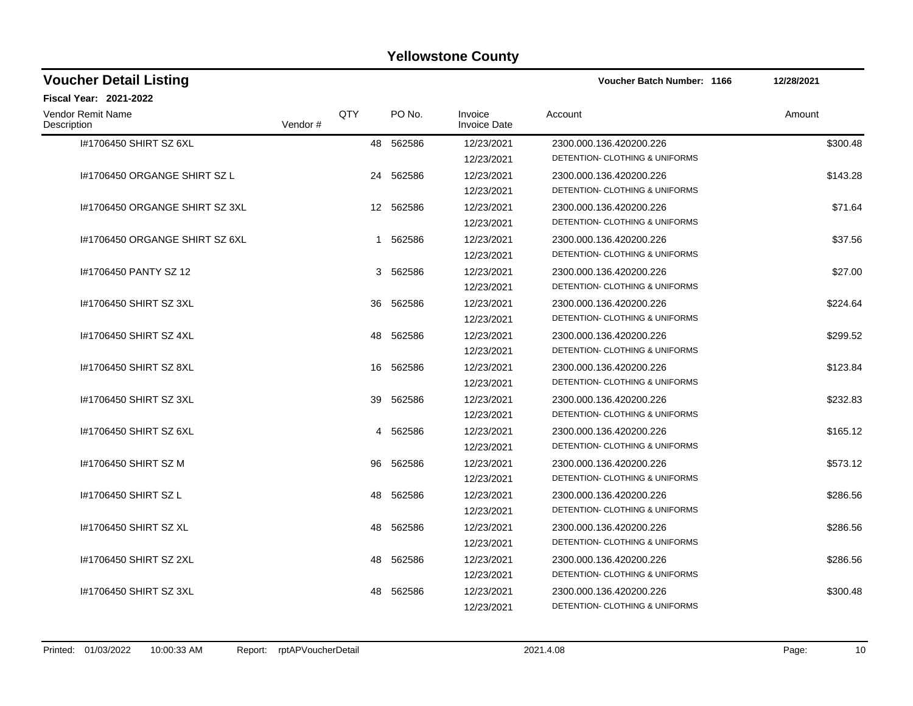# Yellowstone County

## Voucher Detail Listing

**Voucher Batch Number: 1166** 12/28/2021

**Fiscal Year: 2021-2022**

| Vendor Remit Name / Description | Vendor # | QTY | PO No. | Invoice / Invoice Date | Account | Amount |
|---|---|---|---|---|---|---|
| I#1706450 SHIRT SZ 6XL | | 48 | 562586 | 12/23/2021<br>12/23/2021 | 2300.000.136.420200.226<br>DETENTION- CLOTHING & UNIFORMS | $300.48 |
| I#1706450 ORGANGE SHIRT SZ L | | 24 | 562586 | 12/23/2021<br>12/23/2021 | 2300.000.136.420200.226<br>DETENTION- CLOTHING & UNIFORMS | $143.28 |
| I#1706450 ORGANGE SHIRT SZ 3XL | | 12 | 562586 | 12/23/2021<br>12/23/2021 | 2300.000.136.420200.226<br>DETENTION- CLOTHING & UNIFORMS | $71.64 |
| I#1706450 ORGANGE SHIRT SZ 6XL | | 1 | 562586 | 12/23/2021<br>12/23/2021 | 2300.000.136.420200.226<br>DETENTION- CLOTHING & UNIFORMS | $37.56 |
| I#1706450 PANTY SZ 12 | | 3 | 562586 | 12/23/2021<br>12/23/2021 | 2300.000.136.420200.226<br>DETENTION- CLOTHING & UNIFORMS | $27.00 |
| I#1706450 SHIRT SZ 3XL | | 36 | 562586 | 12/23/2021<br>12/23/2021 | 2300.000.136.420200.226<br>DETENTION- CLOTHING & UNIFORMS | $224.64 |
| I#1706450 SHIRT SZ 4XL | | 48 | 562586 | 12/23/2021<br>12/23/2021 | 2300.000.136.420200.226<br>DETENTION- CLOTHING & UNIFORMS | $299.52 |
| I#1706450 SHIRT SZ 8XL | | 16 | 562586 | 12/23/2021<br>12/23/2021 | 2300.000.136.420200.226<br>DETENTION- CLOTHING & UNIFORMS | $123.84 |
| I#1706450 SHIRT SZ 3XL | | 39 | 562586 | 12/23/2021<br>12/23/2021 | 2300.000.136.420200.226<br>DETENTION- CLOTHING & UNIFORMS | $232.83 |
| I#1706450 SHIRT SZ 6XL | | 4 | 562586 | 12/23/2021<br>12/23/2021 | 2300.000.136.420200.226<br>DETENTION- CLOTHING & UNIFORMS | $165.12 |
| I#1706450 SHIRT SZ M | | 96 | 562586 | 12/23/2021<br>12/23/2021 | 2300.000.136.420200.226<br>DETENTION- CLOTHING & UNIFORMS | $573.12 |
| I#1706450 SHIRT SZ L | | 48 | 562586 | 12/23/2021<br>12/23/2021 | 2300.000.136.420200.226<br>DETENTION- CLOTHING & UNIFORMS | $286.56 |
| I#1706450 SHIRT SZ XL | | 48 | 562586 | 12/23/2021<br>12/23/2021 | 2300.000.136.420200.226<br>DETENTION- CLOTHING & UNIFORMS | $286.56 |
| I#1706450 SHIRT SZ 2XL | | 48 | 562586 | 12/23/2021<br>12/23/2021 | 2300.000.136.420200.226<br>DETENTION- CLOTHING & UNIFORMS | $286.56 |
| I#1706450 SHIRT SZ 3XL | | 48 | 562586 | 12/23/2021<br>12/23/2021 | 2300.000.136.420200.226<br>DETENTION- CLOTHING & UNIFORMS | $300.48 |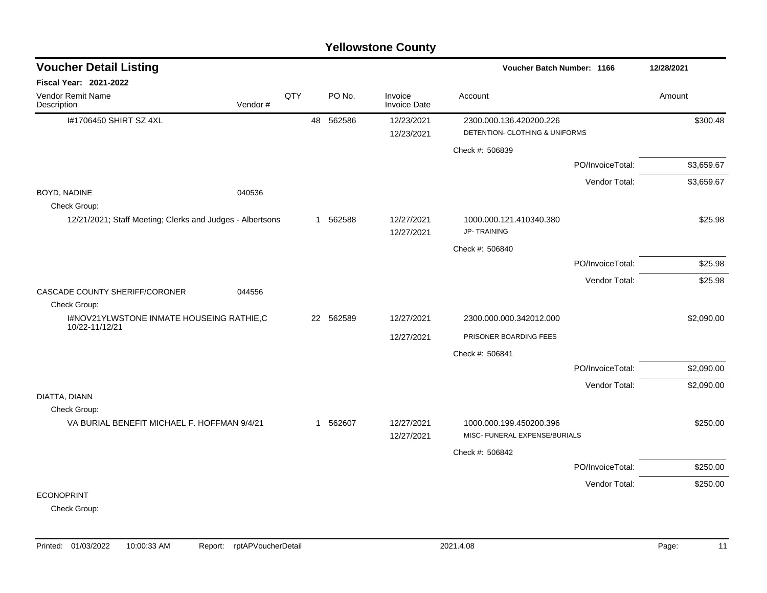# Yellowstone County

## Voucher Detail Listing

**Voucher Batch Number: 1166** 12/28/2021

**Fiscal Year: 2021-2022**

| Vendor Remit Name / Description | Vendor # | QTY | PO No. | Invoice / Invoice Date | Account | Amount |
|---|---|---|---|---|---|---|
| I#1706450 SHIRT SZ 4XL | | 48 | 562586 | 12/23/2021 | 2300.000.136.420200.226 | $300.48 |
| | | | | 12/23/2021 | DETENTION- CLOTHING & UNIFORMS | |
| | | | | | Check #: 506839 | |
| | | | | | PO/InvoiceTotal: | $3,659.67 |
| | | | | | Vendor Total: | $3,659.67 |
| BOYD, NADINE | 040536 | | | | | |
| Check Group: | | | | | | |
| 12/21/2021; Staff Meeting; Clerks and Judges - Albertsons | | 1 | 562588 | 12/27/2021 | 1000.000.121.410340.380 | $25.98 |
| | | | | 12/27/2021 | JP- TRAINING | |
| | | | | | Check #: 506840 | |
| | | | | | PO/InvoiceTotal: | $25.98 |
| | | | | | Vendor Total: | $25.98 |
| CASCADE COUNTY SHERIFF/CORONER | 044556 | | | | | |
| Check Group: | | | | | | |
| I#NOV21YLWSTONE INMATE HOUSEING RATHIE,C 10/22-11/12/21 | | 22 | 562589 | 12/27/2021 | 2300.000.000.342012.000 | $2,090.00 |
| | | | | 12/27/2021 | PRISONER BOARDING FEES | |
| | | | | | Check #: 506841 | |
| | | | | | PO/InvoiceTotal: | $2,090.00 |
| | | | | | Vendor Total: | $2,090.00 |
| DIATTA, DIANN | | | | | | |
| Check Group: | | | | | | |
| VA BURIAL BENEFIT MICHAEL F. HOFFMAN 9/4/21 | | 1 | 562607 | 12/27/2021 | 1000.000.199.450200.396 | $250.00 |
| | | | | 12/27/2021 | MISC- FUNERAL EXPENSE/BURIALS | |
| | | | | | Check #: 506842 | |
| | | | | | PO/InvoiceTotal: | $250.00 |
| | | | | | Vendor Total: | $250.00 |
| ECONOPRINT | | | | | | |
| Check Group: | | | | | | |

Printed: 01/03/2022 10:00:33 AM Report: rptAPVoucherDetail 2021.4.08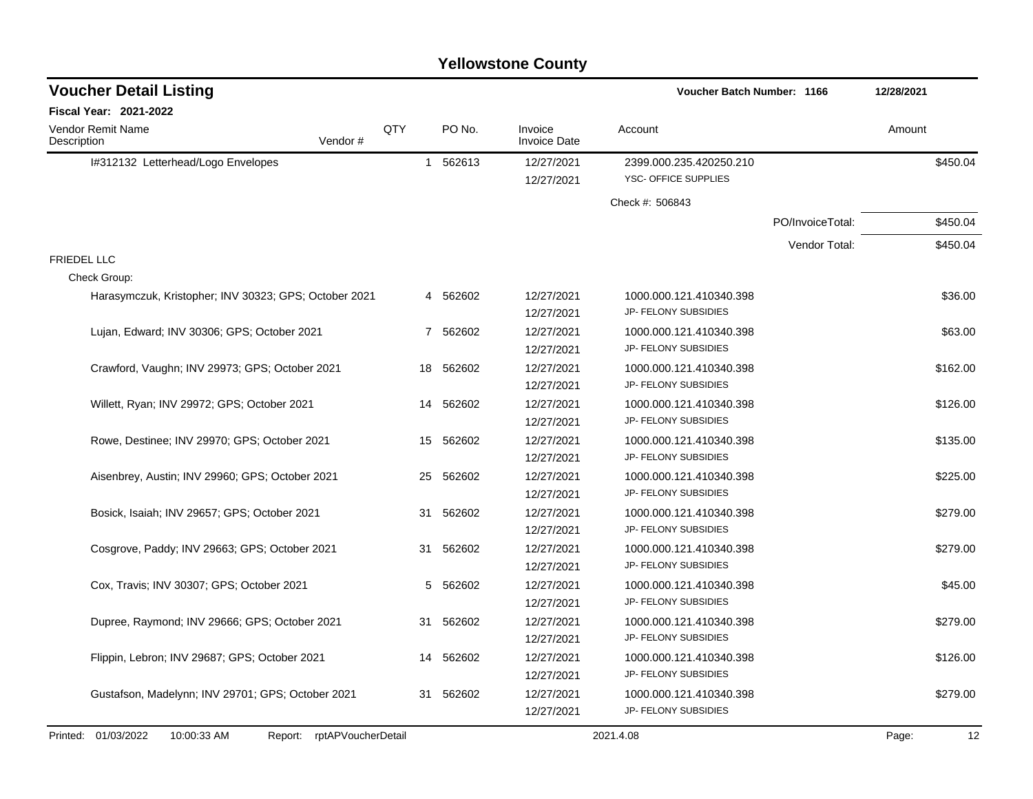# Yellowstone County

## Voucher Detail Listing

**Voucher Batch Number: 1166** 12/28/2021

**Fiscal Year: 2021-2022**

| Vendor Remit Name / Description | Vendor # | QTY | PO No. | Invoice / Invoice Date | Account | Amount |
|---|---|---|---|---|---|---|
| I#312132 Letterhead/Logo Envelopes | | 1 | 562613 | 12/27/2021 / 12/27/2021 | 2399.000.235.420250.210 / YSC- OFFICE SUPPLIES | $450.04 |
| | | | | | Check #: 506843 | |
| | | | | | PO/InvoiceTotal: | $450.04 |
| | | | | | Vendor Total: | $450.04 |
| FRIEDEL LLC | | | | | | |
| Check Group: | | | | | | |
| Harasymczuk, Kristopher; INV 30323; GPS; October 2021 | | 4 | 562602 | 12/27/2021 / 12/27/2021 | 1000.000.121.410340.398 / JP- FELONY SUBSIDIES | $36.00 |
| Lujan, Edward; INV 30306; GPS; October 2021 | | 7 | 562602 | 12/27/2021 / 12/27/2021 | 1000.000.121.410340.398 / JP- FELONY SUBSIDIES | $63.00 |
| Crawford, Vaughn; INV 29973; GPS; October 2021 | | 18 | 562602 | 12/27/2021 / 12/27/2021 | 1000.000.121.410340.398 / JP- FELONY SUBSIDIES | $162.00 |
| Willett, Ryan; INV 29972; GPS; October 2021 | | 14 | 562602 | 12/27/2021 / 12/27/2021 | 1000.000.121.410340.398 / JP- FELONY SUBSIDIES | $126.00 |
| Rowe, Destinee; INV 29970; GPS; October 2021 | | 15 | 562602 | 12/27/2021 / 12/27/2021 | 1000.000.121.410340.398 / JP- FELONY SUBSIDIES | $135.00 |
| Aisenbrey, Austin; INV 29960; GPS; October 2021 | | 25 | 562602 | 12/27/2021 / 12/27/2021 | 1000.000.121.410340.398 / JP- FELONY SUBSIDIES | $225.00 |
| Bosick, Isaiah; INV 29657; GPS; October 2021 | | 31 | 562602 | 12/27/2021 / 12/27/2021 | 1000.000.121.410340.398 / JP- FELONY SUBSIDIES | $279.00 |
| Cosgrove, Paddy; INV 29663; GPS; October 2021 | | 31 | 562602 | 12/27/2021 / 12/27/2021 | 1000.000.121.410340.398 / JP- FELONY SUBSIDIES | $279.00 |
| Cox, Travis; INV 30307; GPS; October 2021 | | 5 | 562602 | 12/27/2021 / 12/27/2021 | 1000.000.121.410340.398 / JP- FELONY SUBSIDIES | $45.00 |
| Dupree, Raymond; INV 29666; GPS; October 2021 | | 31 | 562602 | 12/27/2021 / 12/27/2021 | 1000.000.121.410340.398 / JP- FELONY SUBSIDIES | $279.00 |
| Flippin, Lebron; INV 29687; GPS; October 2021 | | 14 | 562602 | 12/27/2021 / 12/27/2021 | 1000.000.121.410340.398 / JP- FELONY SUBSIDIES | $126.00 |
| Gustafson, Madelynn; INV 29701; GPS; October 2021 | | 31 | 562602 | 12/27/2021 / 12/27/2021 | 1000.000.121.410340.398 / JP- FELONY SUBSIDIES | $279.00 |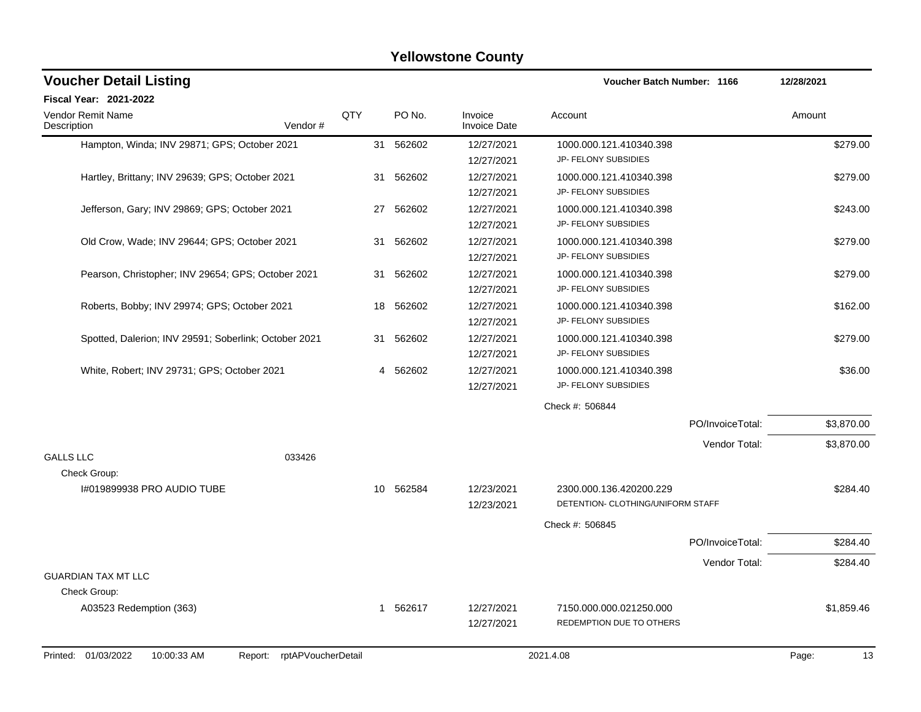# Yellowstone County

## Voucher Detail Listing

**Voucher Batch Number: 1166** — 12/28/2021

**Fiscal Year: 2021-2022**

| Vendor Remit Name / Description | Vendor # | QTY | PO No. | Invoice / Invoice Date | Account | Amount |
|---|---|---|---|---|---|---|
| Hampton, Winda; INV 29871; GPS; October 2021 | | 31 | 562602 | 12/27/2021 / 12/27/2021 | 1000.000.121.410340.398 JP- FELONY SUBSIDIES | $279.00 |
| Hartley, Brittany; INV 29639; GPS; October 2021 | | 31 | 562602 | 12/27/2021 / 12/27/2021 | 1000.000.121.410340.398 JP- FELONY SUBSIDIES | $279.00 |
| Jefferson, Gary; INV 29869; GPS; October 2021 | | 27 | 562602 | 12/27/2021 / 12/27/2021 | 1000.000.121.410340.398 JP- FELONY SUBSIDIES | $243.00 |
| Old Crow, Wade; INV 29644; GPS; October 2021 | | 31 | 562602 | 12/27/2021 / 12/27/2021 | 1000.000.121.410340.398 JP- FELONY SUBSIDIES | $279.00 |
| Pearson, Christopher; INV 29654; GPS; October 2021 | | 31 | 562602 | 12/27/2021 / 12/27/2021 | 1000.000.121.410340.398 JP- FELONY SUBSIDIES | $279.00 |
| Roberts, Bobby; INV 29974; GPS; October 2021 | | 18 | 562602 | 12/27/2021 / 12/27/2021 | 1000.000.121.410340.398 JP- FELONY SUBSIDIES | $162.00 |
| Spotted, Dalerion; INV 29591; Soberlink; October 2021 | | 31 | 562602 | 12/27/2021 / 12/27/2021 | 1000.000.121.410340.398 JP- FELONY SUBSIDIES | $279.00 |
| White, Robert; INV 29731; GPS; October 2021 | | 4 | 562602 | 12/27/2021 / 12/27/2021 | 1000.000.121.410340.398 JP- FELONY SUBSIDIES | $36.00 |
| | | | | | Check #: 506844 | |
| | | | | | PO/InvoiceTotal: | $3,870.00 |
| | | | | | Vendor Total: | $3,870.00 |
| **GALLS LLC** | 033426 | | | | | |
| Check Group: | | | | | | |
| I#019899938 PRO AUDIO TUBE | | 10 | 562584 | 12/23/2021 / 12/23/2021 | 2300.000.136.420200.229 DETENTION- CLOTHING/UNIFORM STAFF | $284.40 |
| | | | | | Check #: 506845 | |
| | | | | | PO/InvoiceTotal: | $284.40 |
| | | | | | Vendor Total: | $284.40 |
| **GUARDIAN TAX MT LLC** | | | | | | |
| Check Group: | | | | | | |
| A03523 Redemption (363) | | 1 | 562617 | 12/27/2021 / 12/27/2021 | 7150.000.000.021250.000 REDEMPTION DUE TO OTHERS | $1,859.46 |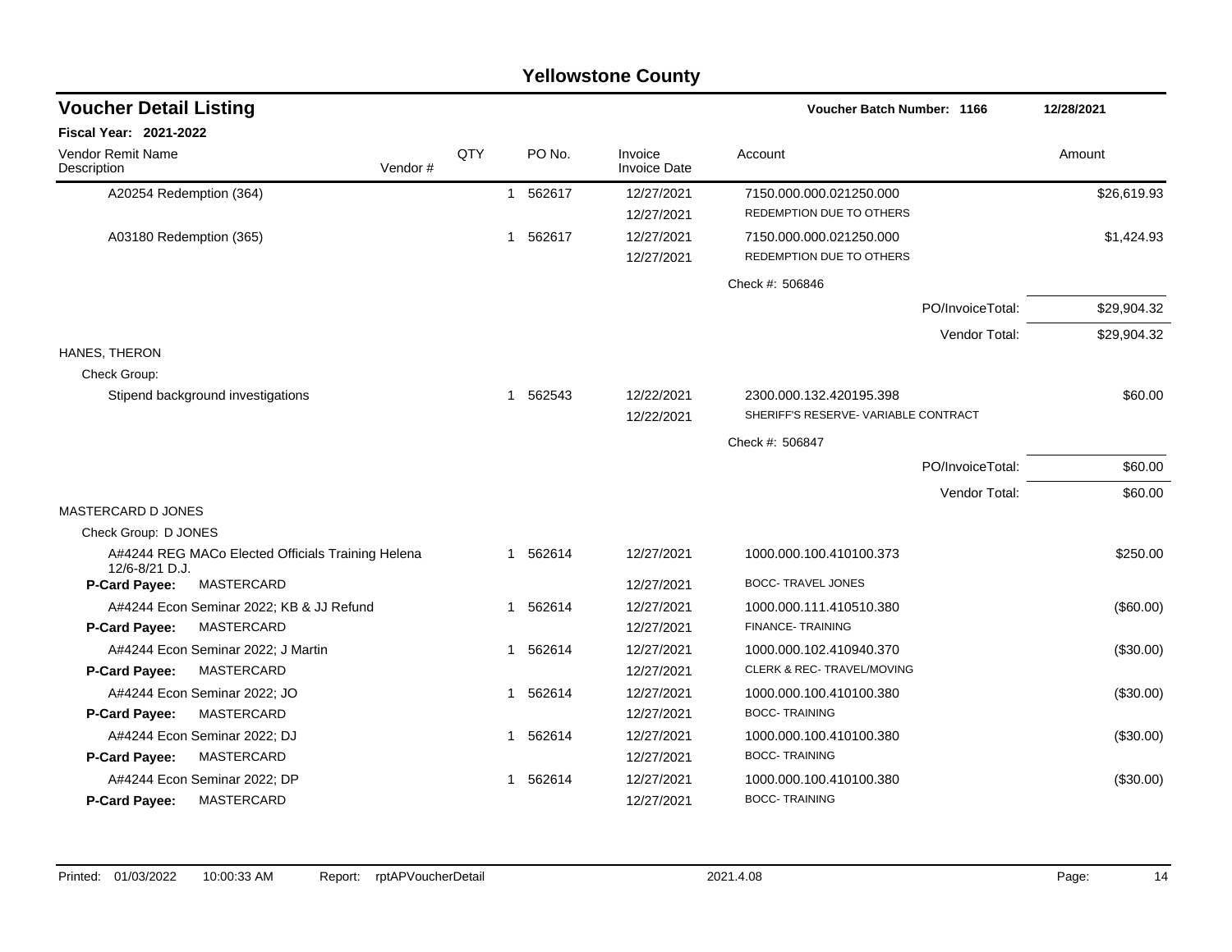# Yellowstone County

## Voucher Detail Listing

**Voucher Batch Number: 1166** | 12/28/2021

**Fiscal Year: 2021-2022**

| Vendor Remit Name / Description | Vendor # | QTY | PO No. | Invoice / Invoice Date | Account | Amount |
|---|---|---|---|---|---|---|
| A20254 Redemption (364) | | 1 | 562617 | 12/27/2021 | 7150.000.000.021250.000 | $26,619.93 |
| | | | | 12/27/2021 | REDEMPTION DUE TO OTHERS | |
| A03180 Redemption (365) | | 1 | 562617 | 12/27/2021 | 7150.000.000.021250.000 | $1,424.93 |
| | | | | 12/27/2021 | REDEMPTION DUE TO OTHERS | |
| | | | | | Check #: 506846 | |
| | | | | | PO/InvoiceTotal: | $29,904.32 |
| | | | | | Vendor Total: | $29,904.32 |
| HANES, THERON | | | | | | |
| Check Group: | | | | | | |
| Stipend background investigations | | 1 | 562543 | 12/22/2021 | 2300.000.132.420195.398 | $60.00 |
| | | | | 12/22/2021 | SHERIFF'S RESERVE- VARIABLE CONTRACT | |
| | | | | | Check #: 506847 | |
| | | | | | PO/InvoiceTotal: | $60.00 |
| | | | | | Vendor Total: | $60.00 |
| MASTERCARD D JONES | | | | | | |
| Check Group: D JONES | | | | | | |
| A#4244 REG MACo Elected Officials Training Helena 12/6-8/21 D.J. | | 1 | 562614 | 12/27/2021 | 1000.000.100.410100.373 | $250.00 |
| **P-Card Payee:** MASTERCARD | | | | 12/27/2021 | BOCC- TRAVEL JONES | |
| A#4244 Econ Seminar 2022; KB & JJ Refund | | 1 | 562614 | 12/27/2021 | 1000.000.111.410510.380 | ($60.00) |
| **P-Card Payee:** MASTERCARD | | | | 12/27/2021 | FINANCE- TRAINING | |
| A#4244 Econ Seminar 2022; J Martin | | 1 | 562614 | 12/27/2021 | 1000.000.102.410940.370 | ($30.00) |
| **P-Card Payee:** MASTERCARD | | | | 12/27/2021 | CLERK & REC- TRAVEL/MOVING | |
| A#4244 Econ Seminar 2022; JO | | 1 | 562614 | 12/27/2021 | 1000.000.100.410100.380 | ($30.00) |
| **P-Card Payee:** MASTERCARD | | | | 12/27/2021 | BOCC- TRAINING | |
| A#4244 Econ Seminar 2022; DJ | | 1 | 562614 | 12/27/2021 | 1000.000.100.410100.380 | ($30.00) |
| **P-Card Payee:** MASTERCARD | | | | 12/27/2021 | BOCC- TRAINING | |
| A#4244 Econ Seminar 2022; DP | | 1 | 562614 | 12/27/2021 | 1000.000.100.410100.380 | ($30.00) |
| **P-Card Payee:** MASTERCARD | | | | 12/27/2021 | BOCC- TRAINING | |

Printed: 01/03/2022 10:00:33 AM Report: rptAPVoucherDetail 2021.4.08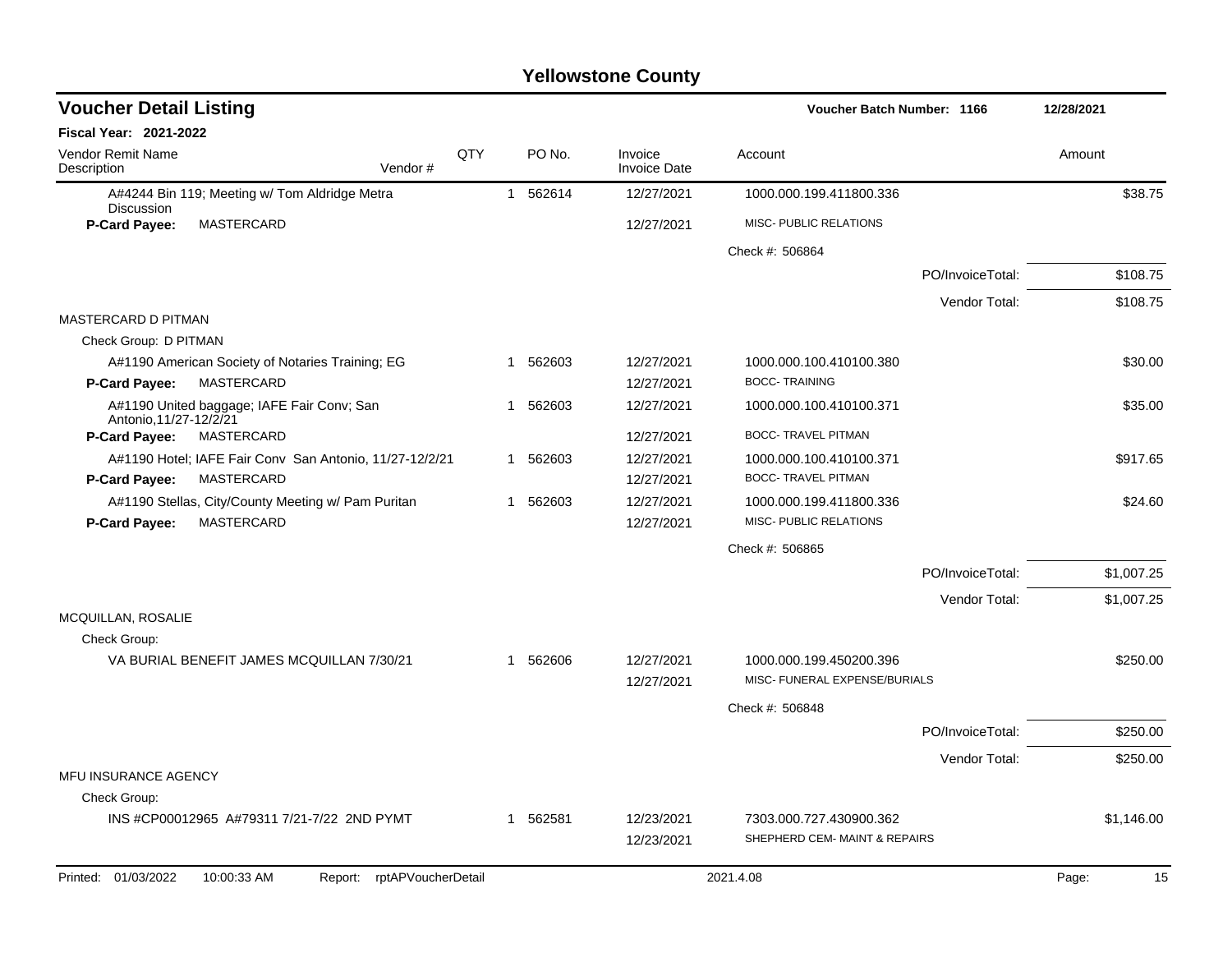# Yellowstone County

## Voucher Detail Listing

**Voucher Batch Number: 1166** | 12/28/2021

**Fiscal Year: 2021-2022**

| Vendor Remit Name / Description | Vendor # | QTY | PO No. | Invoice / Invoice Date | Account | Amount |
|---|---|---|---|---|---|---|
| A#4244 Bin 119; Meeting w/ Tom Aldridge Metra Discussion | | 1 | 562614 | 12/27/2021 | 1000.000.199.411800.336 | $38.75 |
| **P-Card Payee:** MASTERCARD | | | | 12/27/2021 | MISC- PUBLIC RELATIONS | |
| | | | | | Check #: 506864 | |
| | | | | | PO/InvoiceTotal: | $108.75 |
| | | | | | Vendor Total: | $108.75 |
| MASTERCARD D PITMAN | | | | | | |
| Check Group: D PITMAN | | | | | | |
| A#1190 American Society of Notaries Training; EG | | 1 | 562603 | 12/27/2021 | 1000.000.100.410100.380 | $30.00 |
| **P-Card Payee:** MASTERCARD | | | | 12/27/2021 | BOCC- TRAINING | |
| A#1190 United baggage; IAFE Fair Conv; San Antonio,11/27-12/2/21 | | 1 | 562603 | 12/27/2021 | 1000.000.100.410100.371 | $35.00 |
| **P-Card Payee:** MASTERCARD | | | | 12/27/2021 | BOCC- TRAVEL PITMAN | |
| A#1190 Hotel; IAFE Fair Conv San Antonio, 11/27-12/2/21 | | 1 | 562603 | 12/27/2021 | 1000.000.100.410100.371 | $917.65 |
| **P-Card Payee:** MASTERCARD | | | | 12/27/2021 | BOCC- TRAVEL PITMAN | |
| A#1190 Stellas, City/County Meeting w/ Pam Puritan | | 1 | 562603 | 12/27/2021 | 1000.000.199.411800.336 | $24.60 |
| **P-Card Payee:** MASTERCARD | | | | 12/27/2021 | MISC- PUBLIC RELATIONS | |
| | | | | | Check #: 506865 | |
| | | | | | PO/InvoiceTotal: | $1,007.25 |
| | | | | | Vendor Total: | $1,007.25 |
| MCQUILLAN, ROSALIE | | | | | | |
| Check Group: | | | | | | |
| VA BURIAL BENEFIT JAMES MCQUILLAN 7/30/21 | | 1 | 562606 | 12/27/2021 | 1000.000.199.450200.396 | $250.00 |
| | | | | 12/27/2021 | MISC- FUNERAL EXPENSE/BURIALS | |
| | | | | | Check #: 506848 | |
| | | | | | PO/InvoiceTotal: | $250.00 |
| | | | | | Vendor Total: | $250.00 |
| MFU INSURANCE AGENCY | | | | | | |
| Check Group: | | | | | | |
| INS #CP00012965 A#79311 7/21-7/22 2ND PYMT | | 1 | 562581 | 12/23/2021 | 7303.000.727.430900.362 | $1,146.00 |
| | | | | 12/23/2021 | SHEPHERD CEM- MAINT & REPAIRS | |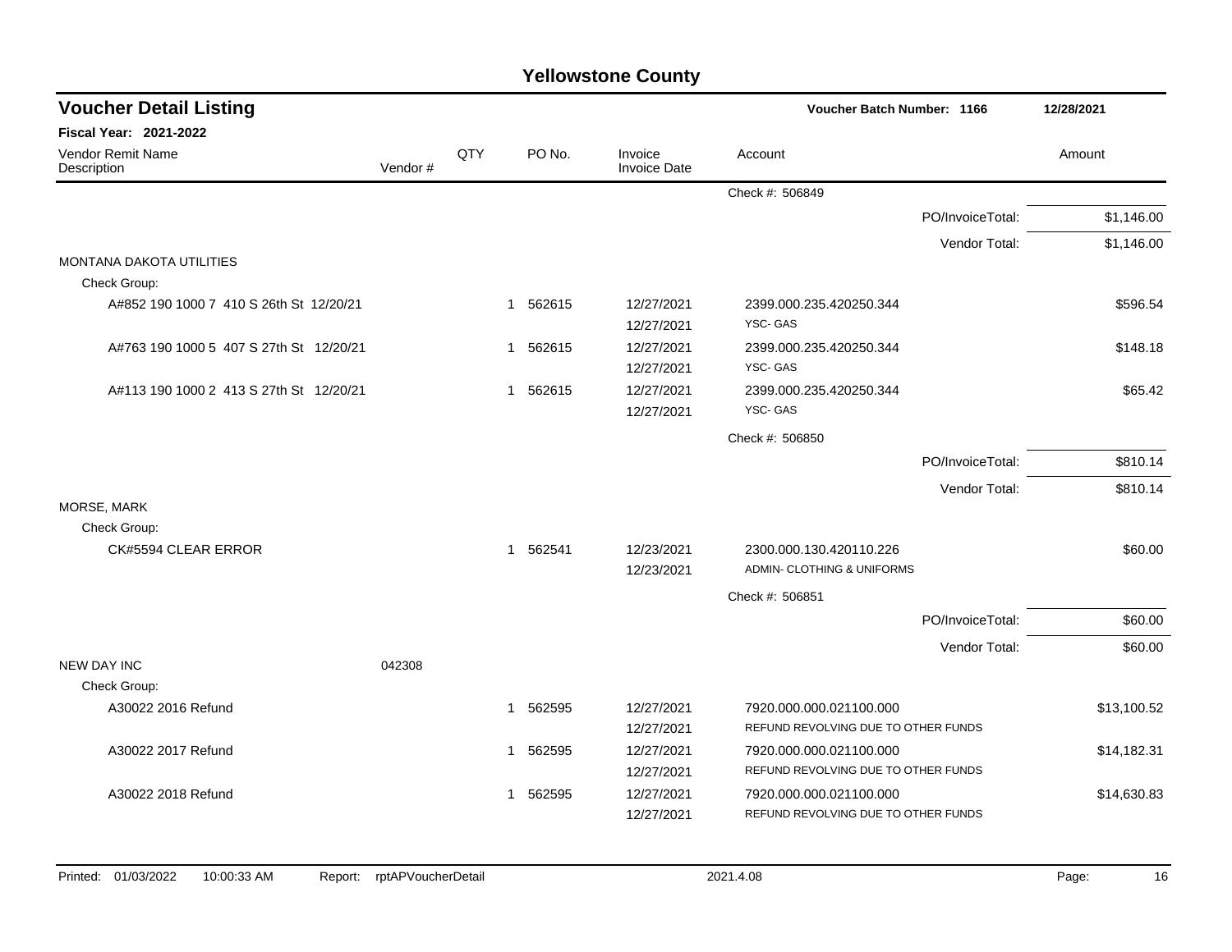# Yellowstone County

## Voucher Detail Listing

**Voucher Batch Number: 1166** — 12/28/2021

**Fiscal Year: 2021-2022**

| Vendor Remit Name / Description | Vendor # | QTY | PO No. | Invoice / Invoice Date | Account | Amount |
|---|---|---|---|---|---|---|
| | | | | | Check #: 506849 | |
| | | | | | PO/InvoiceTotal: | $1,146.00 |
| | | | | | Vendor Total: | $1,146.00 |
| MONTANA DAKOTA UTILITIES | | | | | | |
| Check Group: | | | | | | |
| A#852 190 1000 7 410 S 26th St 12/20/21 | | 1 | 562615 | 12/27/2021 / 12/27/2021 | 2399.000.235.420250.344 YSC- GAS | $596.54 |
| A#763 190 1000 5 407 S 27th St 12/20/21 | | 1 | 562615 | 12/27/2021 / 12/27/2021 | 2399.000.235.420250.344 YSC- GAS | $148.18 |
| A#113 190 1000 2 413 S 27th St 12/20/21 | | 1 | 562615 | 12/27/2021 / 12/27/2021 | 2399.000.235.420250.344 YSC- GAS | $65.42 |
| | | | | | Check #: 506850 | |
| | | | | | PO/InvoiceTotal: | $810.14 |
| | | | | | Vendor Total: | $810.14 |
| MORSE, MARK | | | | | | |
| Check Group: | | | | | | |
| CK#5594 CLEAR ERROR | | 1 | 562541 | 12/23/2021 / 12/23/2021 | 2300.000.130.420110.226 ADMIN- CLOTHING & UNIFORMS | $60.00 |
| | | | | | Check #: 506851 | |
| | | | | | PO/InvoiceTotal: | $60.00 |
| | | | | | Vendor Total: | $60.00 |
| NEW DAY INC | 042308 | | | | | |
| Check Group: | | | | | | |
| A30022 2016 Refund | | 1 | 562595 | 12/27/2021 / 12/27/2021 | 7920.000.000.021100.000 REFUND REVOLVING DUE TO OTHER FUNDS | $13,100.52 |
| A30022 2017 Refund | | 1 | 562595 | 12/27/2021 / 12/27/2021 | 7920.000.000.021100.000 REFUND REVOLVING DUE TO OTHER FUNDS | $14,182.31 |
| A30022 2018 Refund | | 1 | 562595 | 12/27/2021 / 12/27/2021 | 7920.000.000.021100.000 REFUND REVOLVING DUE TO OTHER FUNDS | $14,630.83 |

Printed: 01/03/2022 10:00:33 AM Report: rptAPVoucherDetail 2021.4.08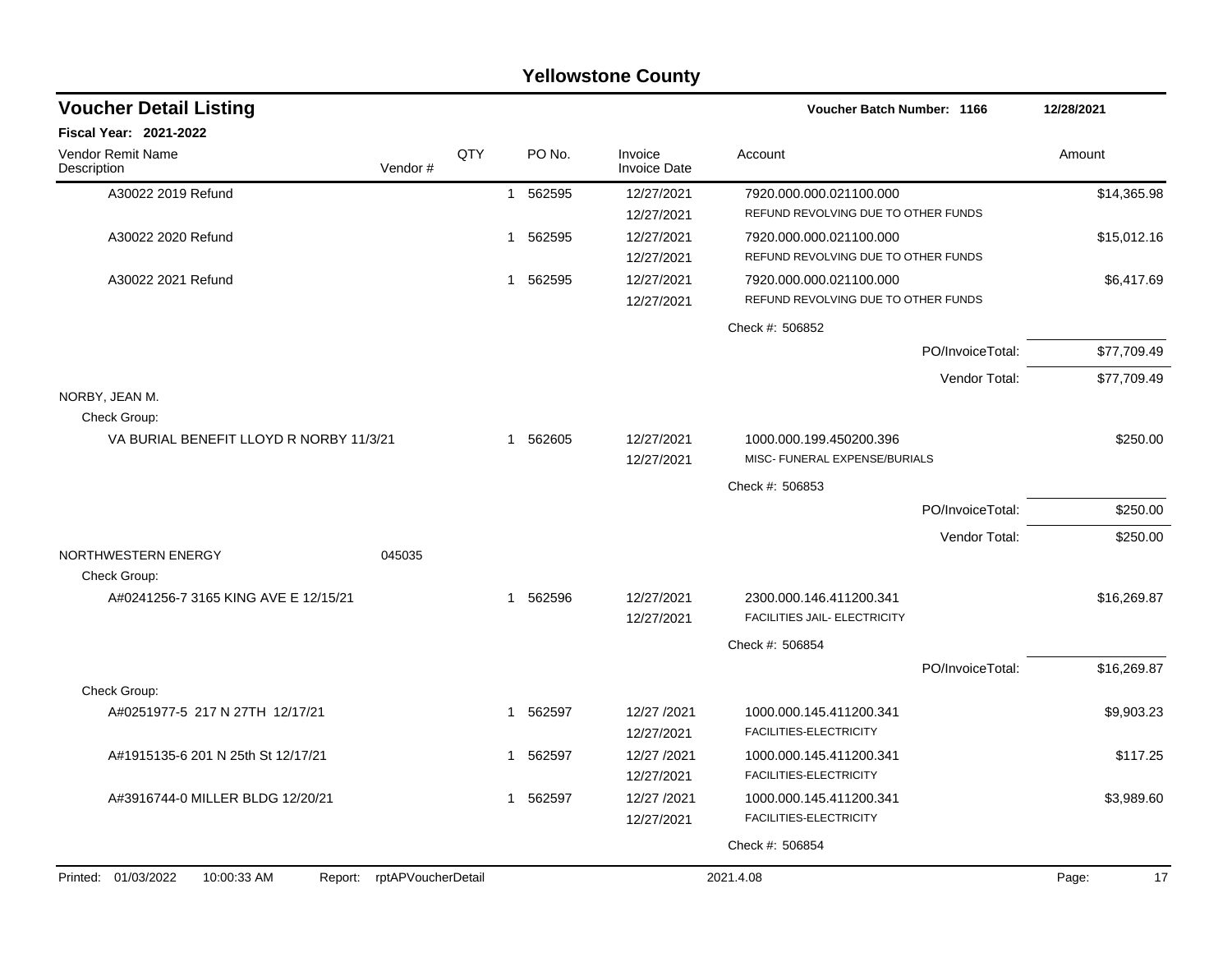# Yellowstone County

## Voucher Detail Listing

**Voucher Batch Number: 1166** | 12/28/2021

**Fiscal Year: 2021-2022**

| Vendor Remit Name / Description | Vendor # | QTY | PO No. | Invoice / Invoice Date | Account | Amount |
|---|---|---|---|---|---|---|
| A30022 2019 Refund | | 1 | 562595 | 12/27/2021 / 12/27/2021 | 7920.000.000.021100.000 REFUND REVOLVING DUE TO OTHER FUNDS | $14,365.98 |
| A30022 2020 Refund | | 1 | 562595 | 12/27/2021 / 12/27/2021 | 7920.000.000.021100.000 REFUND REVOLVING DUE TO OTHER FUNDS | $15,012.16 |
| A30022 2021 Refund | | 1 | 562595 | 12/27/2021 / 12/27/2021 | 7920.000.000.021100.000 REFUND REVOLVING DUE TO OTHER FUNDS | $6,417.69 |
| | | | | | Check #: 506852 | |
| | | | | | PO/InvoiceTotal: | $77,709.49 |
| | | | | | Vendor Total: | $77,709.49 |
| NORBY, JEAN M. | | | | | | |
| Check Group: | | | | | | |
| VA BURIAL BENEFIT LLOYD R NORBY 11/3/21 | | 1 | 562605 | 12/27/2021 / 12/27/2021 | 1000.000.199.450200.396 MISC- FUNERAL EXPENSE/BURIALS | $250.00 |
| | | | | | Check #: 506853 | |
| | | | | | PO/InvoiceTotal: | $250.00 |
| | | | | | Vendor Total: | $250.00 |
| NORTHWESTERN ENERGY | 045035 | | | | | |
| Check Group: | | | | | | |
| A#0241256-7 3165 KING AVE E 12/15/21 | | 1 | 562596 | 12/27/2021 / 12/27/2021 | 2300.000.146.411200.341 FACILITIES JAIL- ELECTRICITY | $16,269.87 |
| | | | | | Check #: 506854 | |
| | | | | | PO/InvoiceTotal: | $16,269.87 |
| Check Group: | | | | | | |
| A#0251977-5 217 N 27TH 12/17/21 | | 1 | 562597 | 12/27 /2021 / 12/27/2021 | 1000.000.145.411200.341 FACILITIES-ELECTRICITY | $9,903.23 |
| A#1915135-6 201 N 25th St 12/17/21 | | 1 | 562597 | 12/27 /2021 / 12/27/2021 | 1000.000.145.411200.341 FACILITIES-ELECTRICITY | $117.25 |
| A#3916744-0 MILLER BLDG 12/20/21 | | 1 | 562597 | 12/27 /2021 / 12/27/2021 | 1000.000.145.411200.341 FACILITIES-ELECTRICITY | $3,989.60 |
| | | | | | Check #: 506854 | |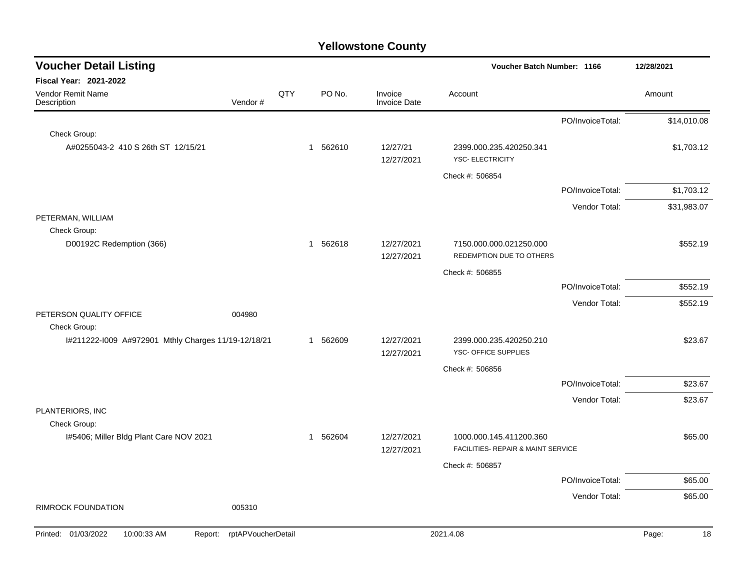# Yellowstone County

## Voucher Detail Listing

**Voucher Batch Number: 1166** — 12/28/2021

**Fiscal Year: 2021-2022**

| Vendor Remit Name / Description | Vendor # | QTY | PO No. | Invoice / Invoice Date | Account | | Amount |
|---|---|---|---|---|---|---|---|
| | | | | | | PO/InvoiceTotal: | $14,010.08 |
| Check Group: | | | | | | | |
| A#0255043-2 410 S 26th ST 12/15/21 | | 1 | 562610 | 12/27/21 / 12/27/2021 | 2399.000.235.420250.341 YSC- ELECTRICITY | | $1,703.12 |
| | | | | | Check #: 506854 | | |
| | | | | | | PO/InvoiceTotal: | $1,703.12 |
| | | | | | | Vendor Total: | $31,983.07 |
| PETERMAN, WILLIAM | | | | | | | |
| Check Group: | | | | | | | |
| D00192C Redemption (366) | | 1 | 562618 | 12/27/2021 / 12/27/2021 | 7150.000.000.021250.000 REDEMPTION DUE TO OTHERS | | $552.19 |
| | | | | | Check #: 506855 | | |
| | | | | | | PO/InvoiceTotal: | $552.19 |
| | | | | | | Vendor Total: | $552.19 |
| PETERSON QUALITY OFFICE | 004980 | | | | | | |
| Check Group: | | | | | | | |
| I#211222-I009 A#972901 Mthly Charges 11/19-12/18/21 | | 1 | 562609 | 12/27/2021 / 12/27/2021 | 2399.000.235.420250.210 YSC- OFFICE SUPPLIES | | $23.67 |
| | | | | | Check #: 506856 | | |
| | | | | | | PO/InvoiceTotal: | $23.67 |
| | | | | | | Vendor Total: | $23.67 |
| PLANTERIORS, INC | | | | | | | |
| Check Group: | | | | | | | |
| I#5406; Miller Bldg Plant Care NOV 2021 | | 1 | 562604 | 12/27/2021 / 12/27/2021 | 1000.000.145.411200.360 FACILITIES- REPAIR & MAINT SERVICE | | $65.00 |
| | | | | | Check #: 506857 | | |
| | | | | | | PO/InvoiceTotal: | $65.00 |
| | | | | | | Vendor Total: | $65.00 |
| RIMROCK FOUNDATION | 005310 | | | | | | |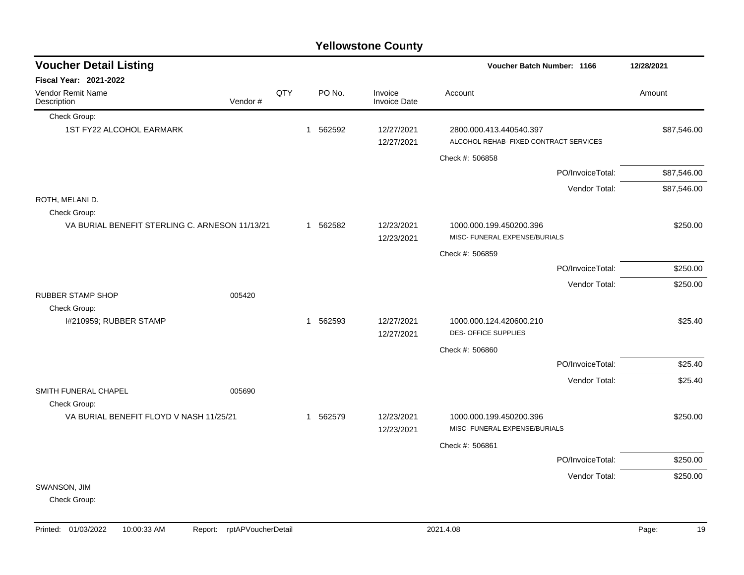# Yellowstone County

## Voucher Detail Listing

**Voucher Batch Number: 1166** — 12/28/2021

**Fiscal Year: 2021-2022**

| Vendor Remit Name / Description | Vendor # | QTY | PO No. | Invoice / Invoice Date | Account | Amount |
|---|---|---|---|---|---|---|
| Check Group: | | | | | | |
| 1ST FY22 ALCOHOL EARMARK | | 1 | 562592 | 12/27/2021 / 12/27/2021 | 2800.000.413.440540.397 ALCOHOL REHAB- FIXED CONTRACT SERVICES | $87,546.00 |
| | | | | | Check #: 506858 | |
| | | | | | PO/InvoiceTotal: | $87,546.00 |
| | | | | | Vendor Total: | $87,546.00 |
| ROTH, MELANI D. | | | | | | |
| Check Group: | | | | | | |
| VA BURIAL BENEFIT STERLING C. ARNESON 11/13/21 | | 1 | 562582 | 12/23/2021 / 12/23/2021 | 1000.000.199.450200.396 MISC- FUNERAL EXPENSE/BURIALS | $250.00 |
| | | | | | Check #: 506859 | |
| | | | | | PO/InvoiceTotal: | $250.00 |
| | | | | | Vendor Total: | $250.00 |
| RUBBER STAMP SHOP | 005420 | | | | | |
| Check Group: | | | | | | |
| I#210959; RUBBER STAMP | | 1 | 562593 | 12/27/2021 / 12/27/2021 | 1000.000.124.420600.210 DES- OFFICE SUPPLIES | $25.40 |
| | | | | | Check #: 506860 | |
| | | | | | PO/InvoiceTotal: | $25.40 |
| | | | | | Vendor Total: | $25.40 |
| SMITH FUNERAL CHAPEL | 005690 | | | | | |
| Check Group: | | | | | | |
| VA BURIAL BENEFIT FLOYD V NASH 11/25/21 | | 1 | 562579 | 12/23/2021 / 12/23/2021 | 1000.000.199.450200.396 MISC- FUNERAL EXPENSE/BURIALS | $250.00 |
| | | | | | Check #: 506861 | |
| | | | | | PO/InvoiceTotal: | $250.00 |
| | | | | | Vendor Total: | $250.00 |
| SWANSON, JIM | | | | | | |
| Check Group: | | | | | | |

Printed: 01/03/2022 10:00:33 AM Report: rptAPVoucherDetail 2021.4.08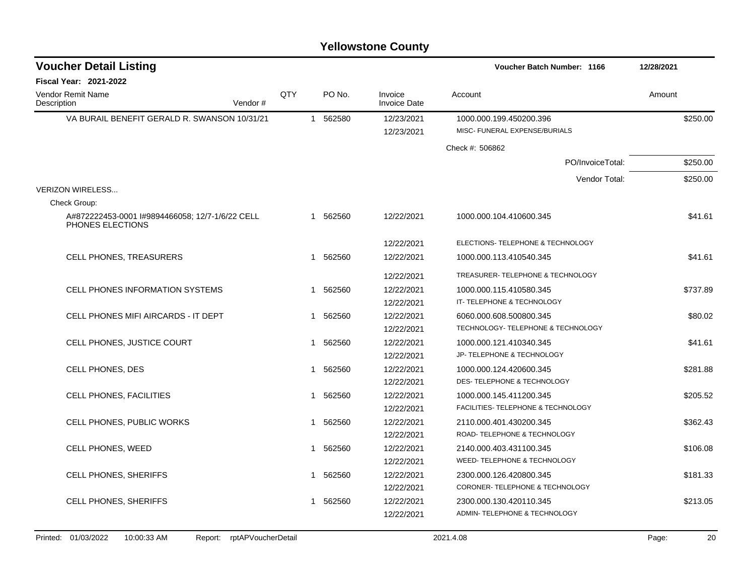# Yellowstone County

## Voucher Detail Listing

**Voucher Batch Number: 1166** 12/28/2021

**Fiscal Year: 2021-2022**

| Vendor Remit Name / Description | Vendor # | QTY | PO No. | Invoice / Invoice Date | Account | Amount |
|---|---|---|---|---|---|---|
| VA BURAIL BENEFIT GERALD R. SWANSON 10/31/21 | | 1 | 562580 | 12/23/2021 | 1000.000.199.450200.396 | $250.00 |
| | | | | 12/23/2021 | MISC- FUNERAL EXPENSE/BURIALS | |
| | | | | | Check #: 506862 | |
| | | | | | PO/InvoiceTotal: | $250.00 |
| | | | | | Vendor Total: | $250.00 |
| VERIZON WIRELESS... | | | | | | |
| Check Group: | | | | | | |
| A#872222453-0001 I#9894466058; 12/7-1/6/22 CELL PHONES ELECTIONS | | 1 | 562560 | 12/22/2021 | 1000.000.104.410600.345 | $41.61 |
| | | | | 12/22/2021 | ELECTIONS- TELEPHONE & TECHNOLOGY | |
| CELL PHONES, TREASURERS | | 1 | 562560 | 12/22/2021 | 1000.000.113.410540.345 | $41.61 |
| | | | | 12/22/2021 | TREASURER- TELEPHONE & TECHNOLOGY | |
| CELL PHONES INFORMATION SYSTEMS | | 1 | 562560 | 12/22/2021 | 1000.000.115.410580.345 | $737.89 |
| | | | | 12/22/2021 | IT- TELEPHONE & TECHNOLOGY | |
| CELL PHONES MIFI AIRCARDS - IT DEPT | | 1 | 562560 | 12/22/2021 | 6060.000.608.500800.345 | $80.02 |
| | | | | 12/22/2021 | TECHNOLOGY- TELEPHONE & TECHNOLOGY | |
| CELL PHONES, JUSTICE COURT | | 1 | 562560 | 12/22/2021 | 1000.000.121.410340.345 | $41.61 |
| | | | | 12/22/2021 | JP- TELEPHONE & TECHNOLOGY | |
| CELL PHONES, DES | | 1 | 562560 | 12/22/2021 | 1000.000.124.420600.345 | $281.88 |
| | | | | 12/22/2021 | DES- TELEPHONE & TECHNOLOGY | |
| CELL PHONES, FACILITIES | | 1 | 562560 | 12/22/2021 | 1000.000.145.411200.345 | $205.52 |
| | | | | 12/22/2021 | FACILITIES- TELEPHONE & TECHNOLOGY | |
| CELL PHONES, PUBLIC WORKS | | 1 | 562560 | 12/22/2021 | 2110.000.401.430200.345 | $362.43 |
| | | | | 12/22/2021 | ROAD- TELEPHONE & TECHNOLOGY | |
| CELL PHONES, WEED | | 1 | 562560 | 12/22/2021 | 2140.000.403.431100.345 | $106.08 |
| | | | | 12/22/2021 | WEED- TELEPHONE & TECHNOLOGY | |
| CELL PHONES, SHERIFFS | | 1 | 562560 | 12/22/2021 | 2300.000.126.420800.345 | $181.33 |
| | | | | 12/22/2021 | CORONER- TELEPHONE & TECHNOLOGY | |
| CELL PHONES, SHERIFFS | | 1 | 562560 | 12/22/2021 | 2300.000.130.420110.345 | $213.05 |
| | | | | 12/22/2021 | ADMIN- TELEPHONE & TECHNOLOGY | |

Printed: 01/03/2022 10:00:33 AM Report: rptAPVoucherDetail 2021.4.08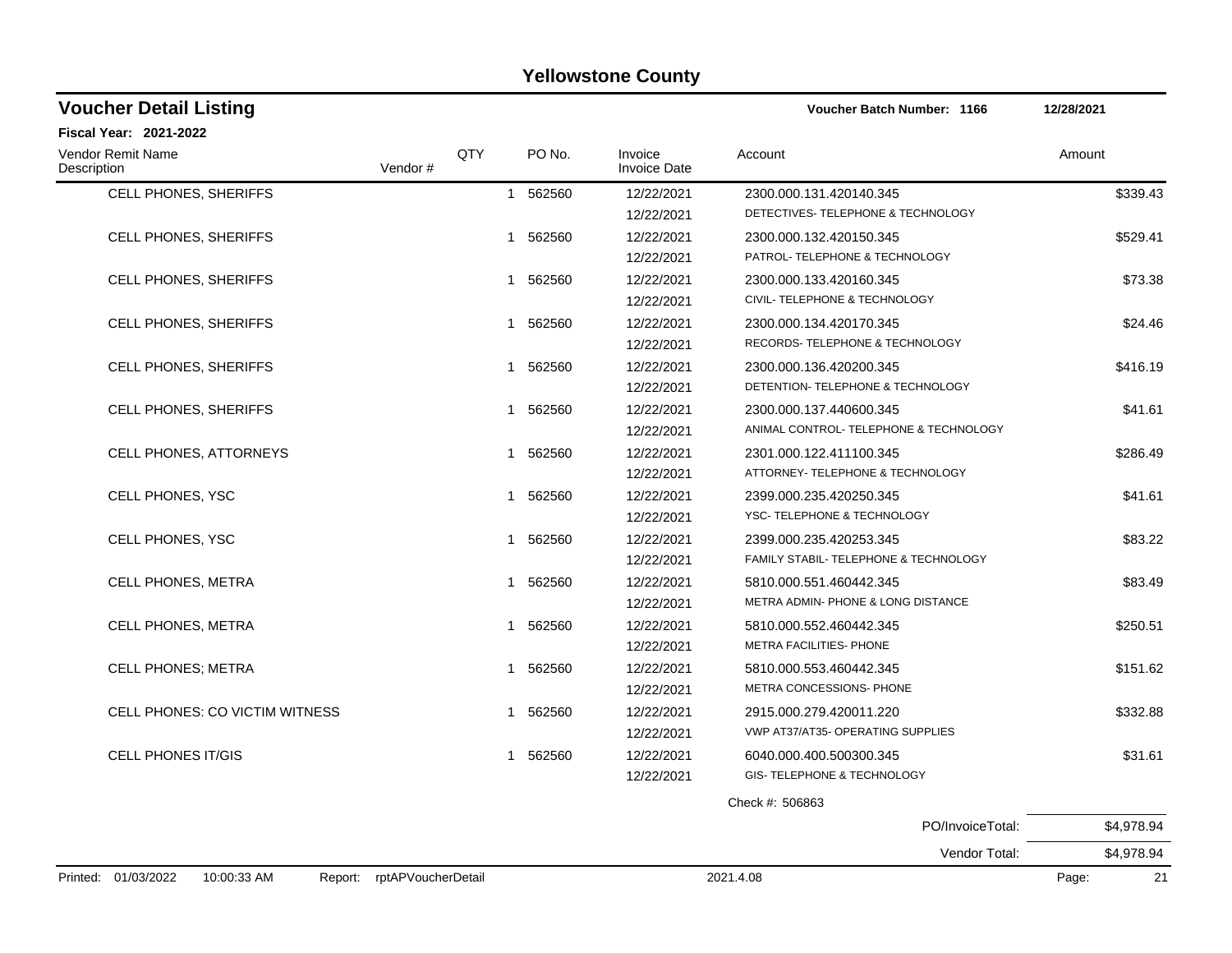# Yellowstone County

## Voucher Detail Listing

**Voucher Batch Number: 1166** 12/28/2021

**Fiscal Year: 2021-2022**

| Vendor Remit Name / Description | Vendor # | QTY | PO No. | Invoice / Invoice Date | Account | Amount |
|---|---|---|---|---|---|---|
| CELL PHONES, SHERIFFS | | 1 | 562560 | 12/22/2021 / 12/22/2021 | 2300.000.131.420140.345 DETECTIVES- TELEPHONE & TECHNOLOGY | $339.43 |
| CELL PHONES, SHERIFFS | | 1 | 562560 | 12/22/2021 / 12/22/2021 | 2300.000.132.420150.345 PATROL- TELEPHONE & TECHNOLOGY | $529.41 |
| CELL PHONES, SHERIFFS | | 1 | 562560 | 12/22/2021 / 12/22/2021 | 2300.000.133.420160.345 CIVIL- TELEPHONE & TECHNOLOGY | $73.38 |
| CELL PHONES, SHERIFFS | | 1 | 562560 | 12/22/2021 / 12/22/2021 | 2300.000.134.420170.345 RECORDS- TELEPHONE & TECHNOLOGY | $24.46 |
| CELL PHONES, SHERIFFS | | 1 | 562560 | 12/22/2021 / 12/22/2021 | 2300.000.136.420200.345 DETENTION- TELEPHONE & TECHNOLOGY | $416.19 |
| CELL PHONES, SHERIFFS | | 1 | 562560 | 12/22/2021 / 12/22/2021 | 2300.000.137.440600.345 ANIMAL CONTROL- TELEPHONE & TECHNOLOGY | $41.61 |
| CELL PHONES, ATTORNEYS | | 1 | 562560 | 12/22/2021 / 12/22/2021 | 2301.000.122.411100.345 ATTORNEY- TELEPHONE & TECHNOLOGY | $286.49 |
| CELL PHONES, YSC | | 1 | 562560 | 12/22/2021 / 12/22/2021 | 2399.000.235.420250.345 YSC- TELEPHONE & TECHNOLOGY | $41.61 |
| CELL PHONES, YSC | | 1 | 562560 | 12/22/2021 / 12/22/2021 | 2399.000.235.420253.345 FAMILY STABIL- TELEPHONE & TECHNOLOGY | $83.22 |
| CELL PHONES, METRA | | 1 | 562560 | 12/22/2021 / 12/22/2021 | 5810.000.551.460442.345 METRA ADMIN- PHONE & LONG DISTANCE | $83.49 |
| CELL PHONES, METRA | | 1 | 562560 | 12/22/2021 / 12/22/2021 | 5810.000.552.460442.345 METRA FACILITIES- PHONE | $250.51 |
| CELL PHONES; METRA | | 1 | 562560 | 12/22/2021 / 12/22/2021 | 5810.000.553.460442.345 METRA CONCESSIONS- PHONE | $151.62 |
| CELL PHONES: CO VICTIM WITNESS | | 1 | 562560 | 12/22/2021 / 12/22/2021 | 2915.000.279.420011.220 VWP AT37/AT35- OPERATING SUPPLIES | $332.88 |
| CELL PHONES IT/GIS | | 1 | 562560 | 12/22/2021 / 12/22/2021 | 6040.000.400.500300.345 GIS- TELEPHONE & TECHNOLOGY | $31.61 |

Check #: 506863

| | |
|---|---|
| PO/InvoiceTotal: | $4,978.94 |
| Vendor Total: | $4,978.94 |

Printed: 01/03/2022 10:00:33 AM Report: rptAPVoucherDetail 2021.4.08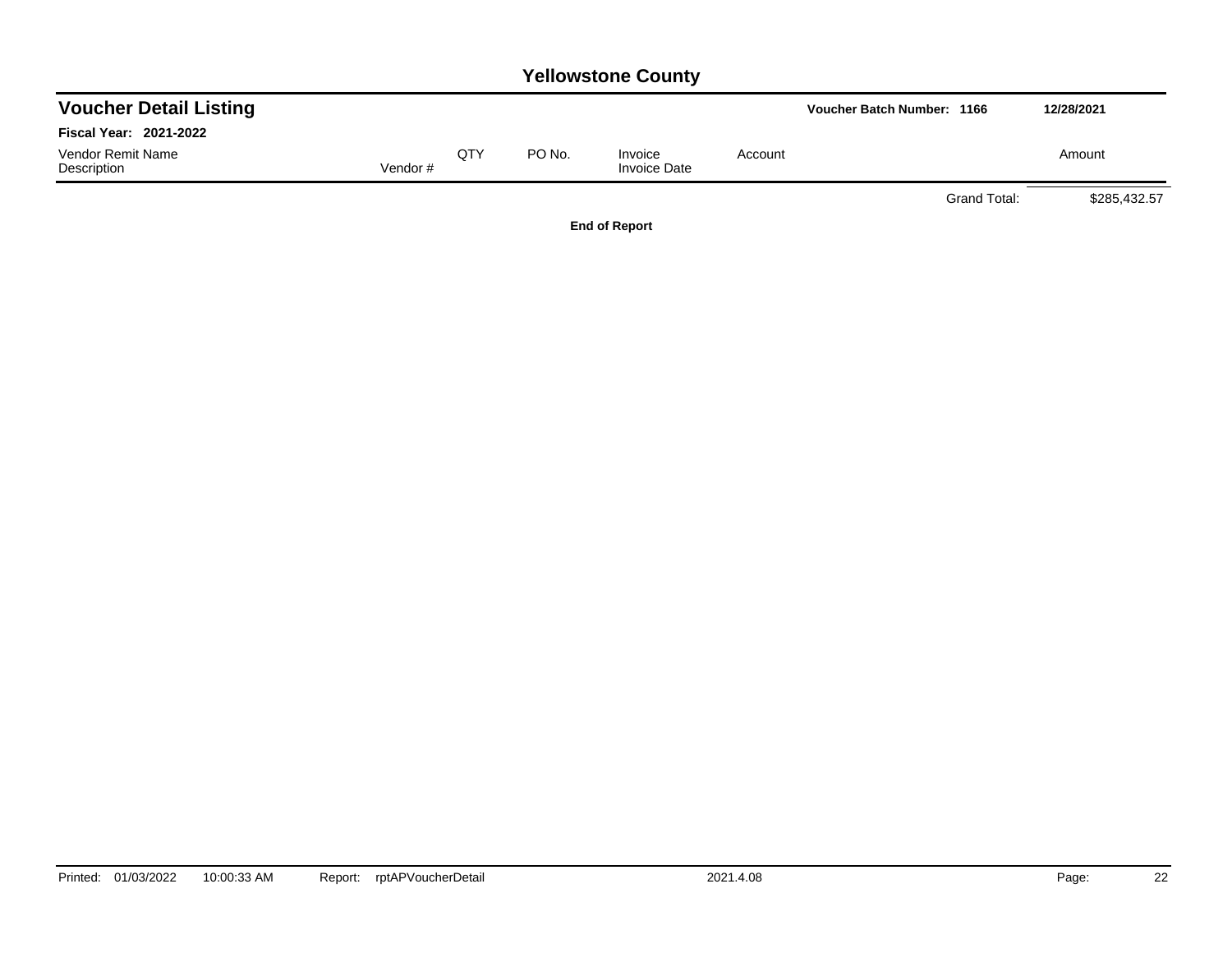# Yellowstone County

## Voucher Detail Listing

**Voucher Batch Number: 1166** **12/28/2021**

**Fiscal Year: 2021-2022**

| Vendor Remit Name<br>Description | Vendor # | QTY | PO No. | Invoice<br>Invoice Date | Account | Amount |
|---|---|---|---|---|---|---|
| | | | | | Grand Total: | $285,432.57 |

**End of Report**